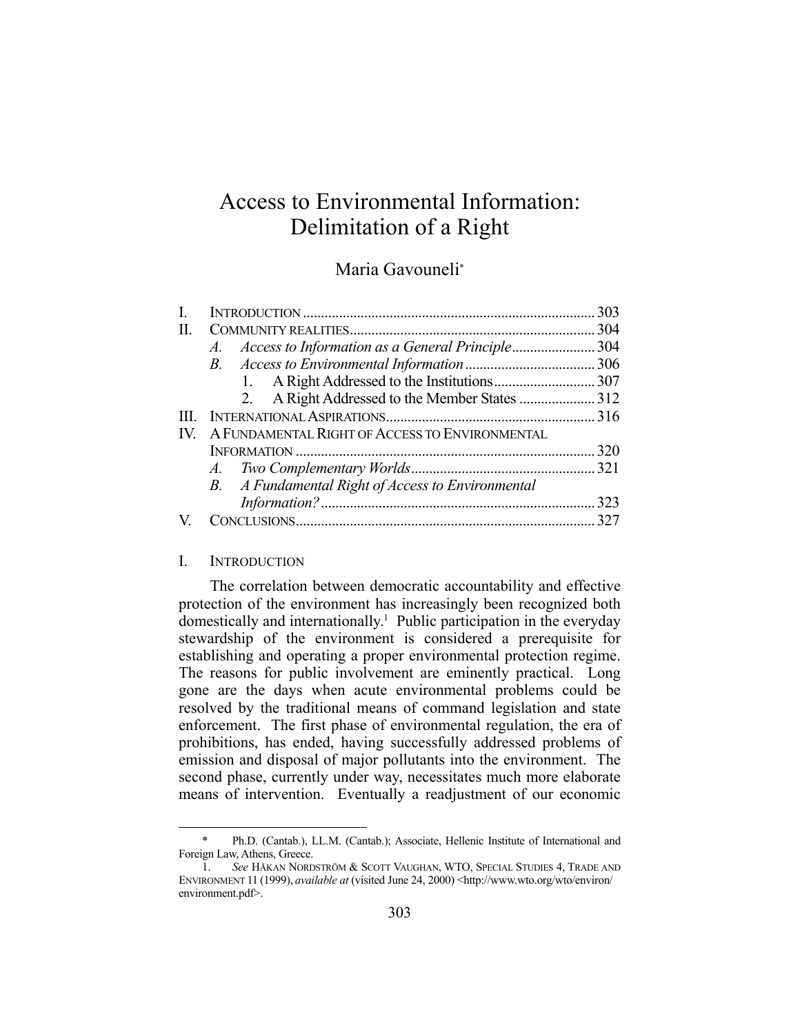# Access to Environmental Information: Delimitation of a Right

Maria Gavouneli*

| | | |
|---|---|---|
| I. | INTRODUCTION | 303 |
| II. | COMMUNITY REALITIES | 304 |
| | *A. Access to Information as a General Principle* | 304 |
| | *B. Access to Environmental Information* | 306 |
| | 1. A Right Addressed to the Institutions | 307 |
| | 2. A Right Addressed to the Member States | 312 |
| III. | INTERNATIONAL ASPIRATIONS | 316 |
| IV. | A FUNDAMENTAL RIGHT OF ACCESS TO ENVIRONMENTAL INFORMATION | 320 |
| | *A. Two Complementary Worlds* | 321 |
| | *B. A Fundamental Right of Access to Environmental Information?* | 323 |
| V. | CONCLUSIONS | 327 |

## I. INTRODUCTION

The correlation between democratic accountability and effective protection of the environment has increasingly been recognized both domestically and internationally.[1] Public participation in the everyday stewardship of the environment is considered a prerequisite for establishing and operating a proper environmental protection regime. The reasons for public involvement are eminently practical. Long gone are the days when acute environmental problems could be resolved by the traditional means of command legislation and state enforcement. The first phase of environmental regulation, the era of prohibitions, has ended, having successfully addressed problems of emission and disposal of major pollutants into the environment. The second phase, currently under way, necessitates much more elaborate means of intervention. Eventually a readjustment of our economic

---

\* Ph.D. (Cantab.), LL.M. (Cantab.); Associate, Hellenic Institute of International and Foreign Law, Athens, Greece.

1. *See* HÅKAN NORDSTRÖM & SCOTT VAUGHAN, WTO, SPECIAL STUDIES 4, TRADE AND ENVIRONMENT 11 (1999), *available at* (visited June 24, 2000) <http://www.wto.org/wto/environ/environment.pdf>.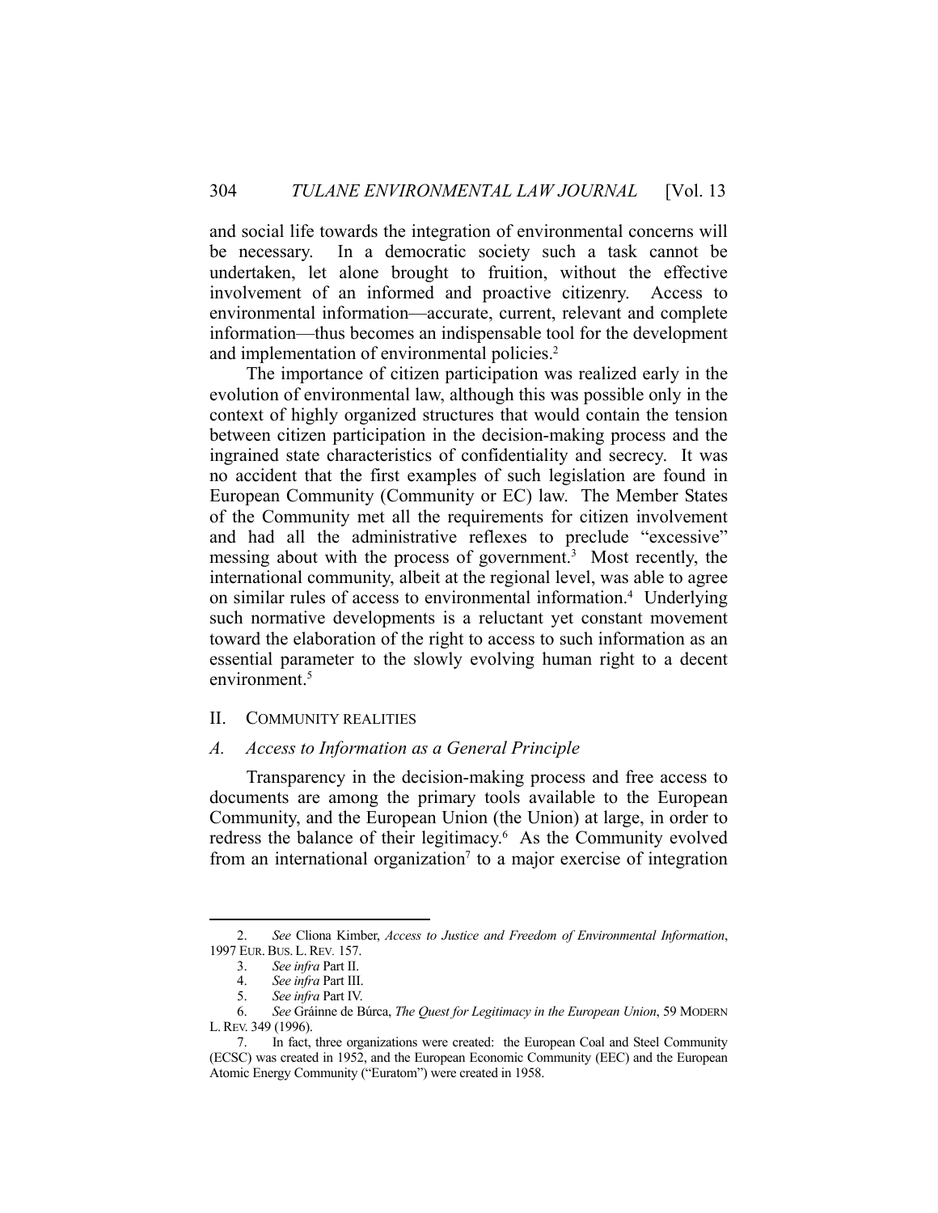and social life towards the integration of environmental concerns will be necessary. In a democratic society such a task cannot be undertaken, let alone brought to fruition, without the effective involvement of an informed and proactive citizenry. Access to environmental information—accurate, current, relevant and complete information—thus becomes an indispensable tool for the development and implementation of environmental policies.[2]

The importance of citizen participation was realized early in the evolution of environmental law, although this was possible only in the context of highly organized structures that would contain the tension between citizen participation in the decision-making process and the ingrained state characteristics of confidentiality and secrecy. It was no accident that the first examples of such legislation are found in European Community (Community or EC) law. The Member States of the Community met all the requirements for citizen involvement and had all the administrative reflexes to preclude "excessive" messing about with the process of government.[3] Most recently, the international community, albeit at the regional level, was able to agree on similar rules of access to environmental information.[4] Underlying such normative developments is a reluctant yet constant movement toward the elaboration of the right to access to such information as an essential parameter to the slowly evolving human right to a decent environment.[5]

## II. COMMUNITY REALITIES

### *A. Access to Information as a General Principle*

Transparency in the decision-making process and free access to documents are among the primary tools available to the European Community, and the European Union (the Union) at large, in order to redress the balance of their legitimacy.[6] As the Community evolved from an international organization[7] to a major exercise of integration

---

2. *See* Cliona Kimber, *Access to Justice and Freedom of Environmental Information*, 1997 EUR. BUS. L. REV. 157.

3. *See infra* Part II.

4. *See infra* Part III.

5. *See infra* Part IV.

6. *See* Gráinne de Búrca, *The Quest for Legitimacy in the European Union*, 59 MODERN L. REV. 349 (1996).

7. In fact, three organizations were created: the European Coal and Steel Community (ECSC) was created in 1952, and the European Economic Community (EEC) and the European Atomic Energy Community ("Euratom") were created in 1958.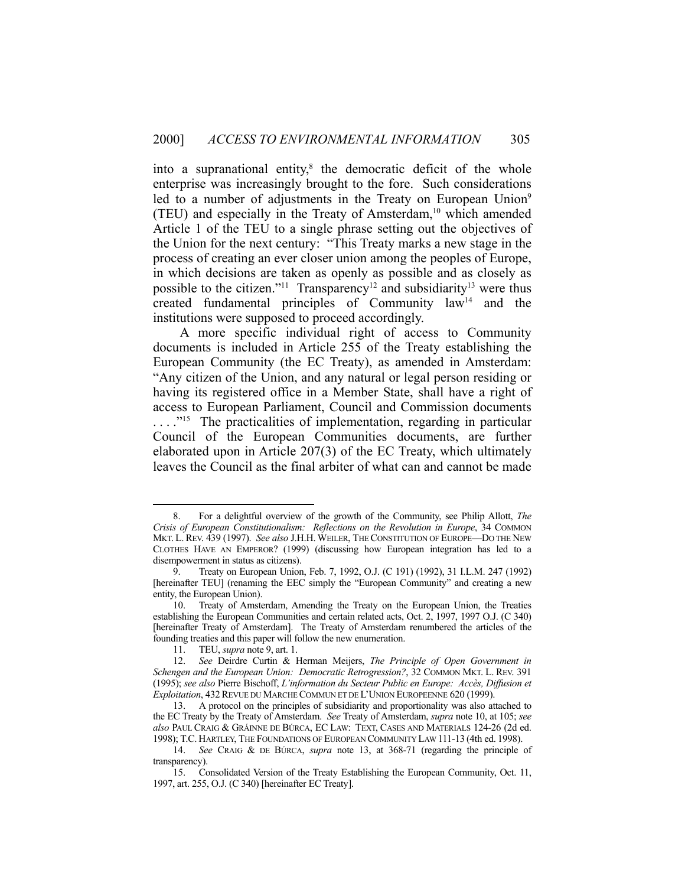into a supranational entity,[8] the democratic deficit of the whole enterprise was increasingly brought to the fore. Such considerations led to a number of adjustments in the Treaty on European Union[9] (TEU) and especially in the Treaty of Amsterdam,[10] which amended Article 1 of the TEU to a single phrase setting out the objectives of the Union for the next century: "This Treaty marks a new stage in the process of creating an ever closer union among the peoples of Europe, in which decisions are taken as openly as possible and as closely as possible to the citizen."[11] Transparency[12] and subsidiarity[13] were thus created fundamental principles of Community law[14] and the institutions were supposed to proceed accordingly.

A more specific individual right of access to Community documents is included in Article 255 of the Treaty establishing the European Community (the EC Treaty), as amended in Amsterdam: "Any citizen of the Union, and any natural or legal person residing or having its registered office in a Member State, shall have a right of access to European Parliament, Council and Commission documents . . . ."[15] The practicalities of implementation, regarding in particular Council of the European Communities documents, are further elaborated upon in Article 207(3) of the EC Treaty, which ultimately leaves the Council as the final arbiter of what can and cannot be made

---

8. For a delightful overview of the growth of the Community, see Philip Allott, *The Crisis of European Constitutionalism: Reflections on the Revolution in Europe*, 34 COMMON MKT. L. REV. 439 (1997). *See also* J.H.H. WEILER, THE CONSTITUTION OF EUROPE—DO THE NEW CLOTHES HAVE AN EMPEROR? (1999) (discussing how European integration has led to a disempowerment in status as citizens).

9. Treaty on European Union, Feb. 7, 1992, O.J. (C 191) (1992), 31 I.L.M. 247 (1992) [hereinafter TEU] (renaming the EEC simply the "European Community" and creating a new entity, the European Union).

10. Treaty of Amsterdam, Amending the Treaty on the European Union, the Treaties establishing the European Communities and certain related acts, Oct. 2, 1997, 1997 O.J. (C 340) [hereinafter Treaty of Amsterdam]. The Treaty of Amsterdam renumbered the articles of the founding treaties and this paper will follow the new enumeration.

11. TEU, *supra* note 9, art. 1.

12. *See* Deirdre Curtin & Herman Meijers, *The Principle of Open Government in Schengen and the European Union: Democratic Retrogression?*, 32 COMMON MKT. L. REV. 391 (1995); *see also* Pierre Bischoff, *L'information du Secteur Public en Europe: Accès, Diffusion et Exploitation*, 432 REVUE DU MARCHE COMMUN ET DE L'UNION EUROPEENNE 620 (1999).

13. A protocol on the principles of subsidiarity and proportionality was also attached to the EC Treaty by the Treaty of Amsterdam. *See* Treaty of Amsterdam, *supra* note 10, at 105; *see also* PAUL CRAIG & GRÁINNE DE BÚRCA, EC LAW: TEXT, CASES AND MATERIALS 124-26 (2d ed. 1998); T.C. HARTLEY, THE FOUNDATIONS OF EUROPEAN COMMUNITY LAW 111-13 (4th ed. 1998).

14. *See* CRAIG & DE BÚRCA, *supra* note 13, at 368-71 (regarding the principle of transparency).

15. Consolidated Version of the Treaty Establishing the European Community, Oct. 11, 1997, art. 255, O.J. (C 340) [hereinafter EC Treaty].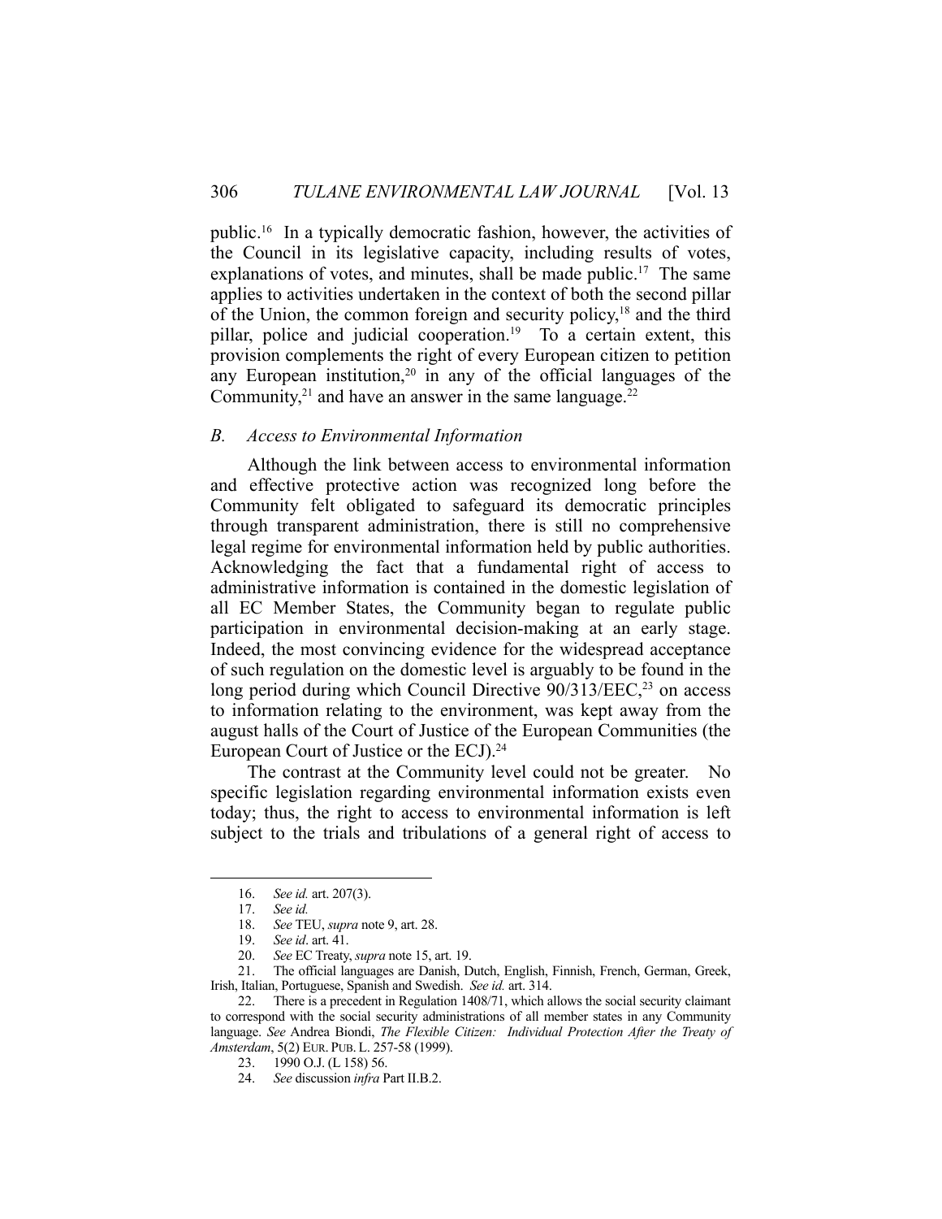public.[16] In a typically democratic fashion, however, the activities of the Council in its legislative capacity, including results of votes, explanations of votes, and minutes, shall be made public.[17] The same applies to activities undertaken in the context of both the second pillar of the Union, the common foreign and security policy,[18] and the third pillar, police and judicial cooperation.[19] To a certain extent, this provision complements the right of every European citizen to petition any European institution,[20] in any of the official languages of the Community,[21] and have an answer in the same language.[22]

### *B. Access to Environmental Information*

Although the link between access to environmental information and effective protective action was recognized long before the Community felt obligated to safeguard its democratic principles through transparent administration, there is still no comprehensive legal regime for environmental information held by public authorities. Acknowledging the fact that a fundamental right of access to administrative information is contained in the domestic legislation of all EC Member States, the Community began to regulate public participation in environmental decision-making at an early stage. Indeed, the most convincing evidence for the widespread acceptance of such regulation on the domestic level is arguably to be found in the long period during which Council Directive 90/313/EEC,[23] on access to information relating to the environment, was kept away from the august halls of the Court of Justice of the European Communities (the European Court of Justice or the ECJ).[24]

The contrast at the Community level could not be greater. No specific legislation regarding environmental information exists even today; thus, the right to access to environmental information is left subject to the trials and tribulations of a general right of access to

---

16. *See id.* art. 207(3).

17. *See id.*

18. *See* TEU, *supra* note 9, art. 28.

19. *See id*. art. 41.

20. *See* EC Treaty, *supra* note 15, art. 19.

21. The official languages are Danish, Dutch, English, Finnish, French, German, Greek, Irish, Italian, Portuguese, Spanish and Swedish. *See id.* art. 314.

22. There is a precedent in Regulation 1408/71, which allows the social security claimant to correspond with the social security administrations of all member states in any Community language. *See* Andrea Biondi, *The Flexible Citizen: Individual Protection After the Treaty of Amsterdam*, 5(2) EUR. PUB. L. 257-58 (1999).

23. 1990 O.J. (L 158) 56.

24. *See* discussion *infra* Part II.B.2.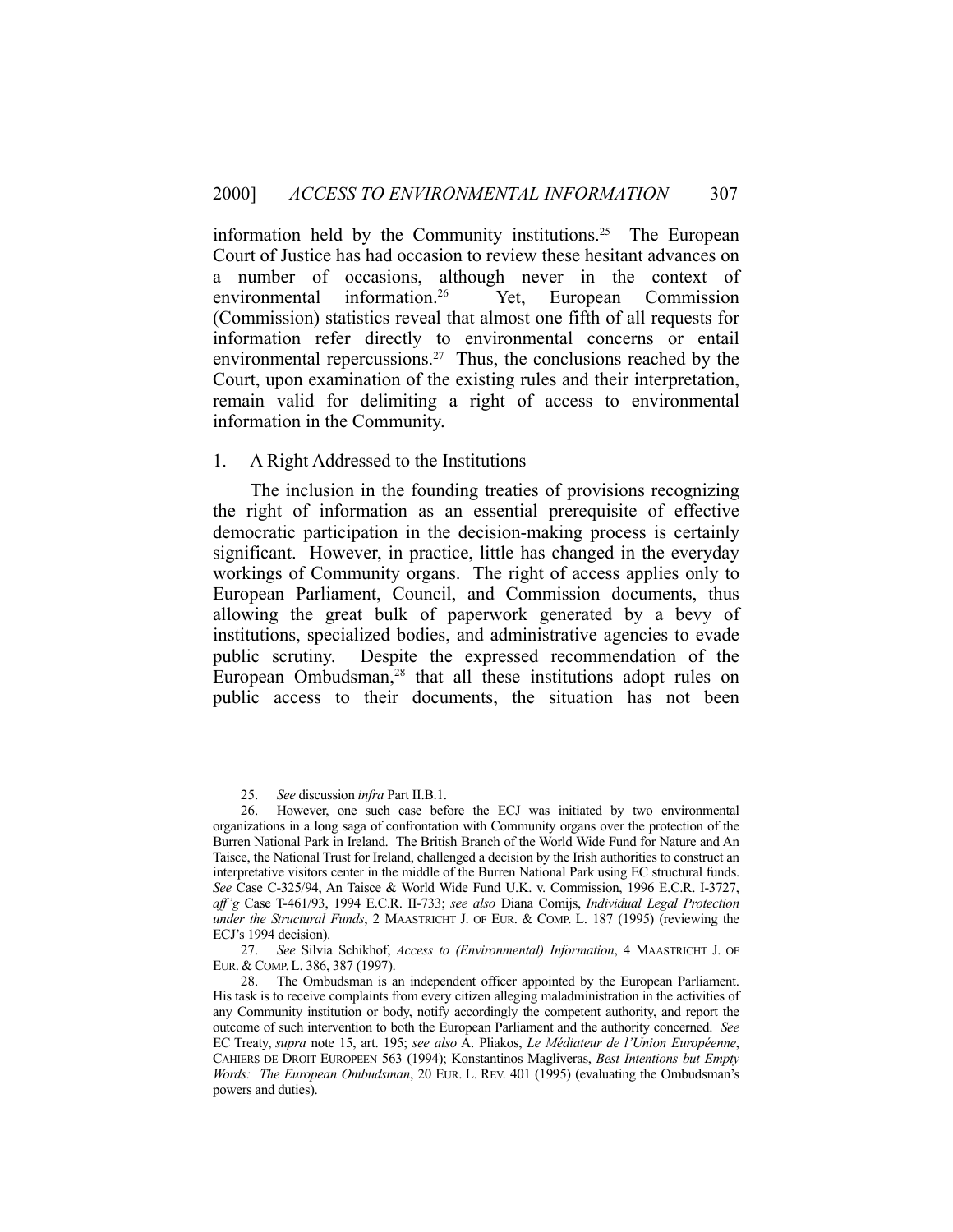information held by the Community institutions.[25] The European Court of Justice has had occasion to review these hesitant advances on a number of occasions, although never in the context of environmental information.[26] Yet, European Commission (Commission) statistics reveal that almost one fifth of all requests for information refer directly to environmental concerns or entail environmental repercussions.[27] Thus, the conclusions reached by the Court, upon examination of the existing rules and their interpretation, remain valid for delimiting a right of access to environmental information in the Community.

### 1. A Right Addressed to the Institutions

The inclusion in the founding treaties of provisions recognizing the right of information as an essential prerequisite of effective democratic participation in the decision-making process is certainly significant. However, in practice, little has changed in the everyday workings of Community organs. The right of access applies only to European Parliament, Council, and Commission documents, thus allowing the great bulk of paperwork generated by a bevy of institutions, specialized bodies, and administrative agencies to evade public scrutiny. Despite the expressed recommendation of the European Ombudsman,[28] that all these institutions adopt rules on public access to their documents, the situation has not been

---

25. *See* discussion *infra* Part II.B.1.

26. However, one such case before the ECJ was initiated by two environmental organizations in a long saga of confrontation with Community organs over the protection of the Burren National Park in Ireland. The British Branch of the World Wide Fund for Nature and An Taisce, the National Trust for Ireland, challenged a decision by the Irish authorities to construct an interpretative visitors center in the middle of the Burren National Park using EC structural funds. *See* Case C-325/94, An Taisce & World Wide Fund U.K. v. Commission, 1996 E.C.R. I-3727, *aff'g* Case T-461/93, 1994 E.C.R. II-733; *see also* Diana Comijs, *Individual Legal Protection under the Structural Funds*, 2 MAASTRICHT J. OF EUR. & COMP. L. 187 (1995) (reviewing the ECJ's 1994 decision).

27. *See* Silvia Schikhof, *Access to (Environmental) Information*, 4 MAASTRICHT J. OF EUR. & COMP. L. 386, 387 (1997).

28. The Ombudsman is an independent officer appointed by the European Parliament. His task is to receive complaints from every citizen alleging maladministration in the activities of any Community institution or body, notify accordingly the competent authority, and report the outcome of such intervention to both the European Parliament and the authority concerned. *See* EC Treaty, *supra* note 15, art. 195; *see also* A. Pliakos, *Le Médiateur de l'Union Européenne*, CAHIERS DE DROIT EUROPEEN 563 (1994); Konstantinos Magliveras, *Best Intentions but Empty Words: The European Ombudsman*, 20 EUR. L. REV. 401 (1995) (evaluating the Ombudsman's powers and duties).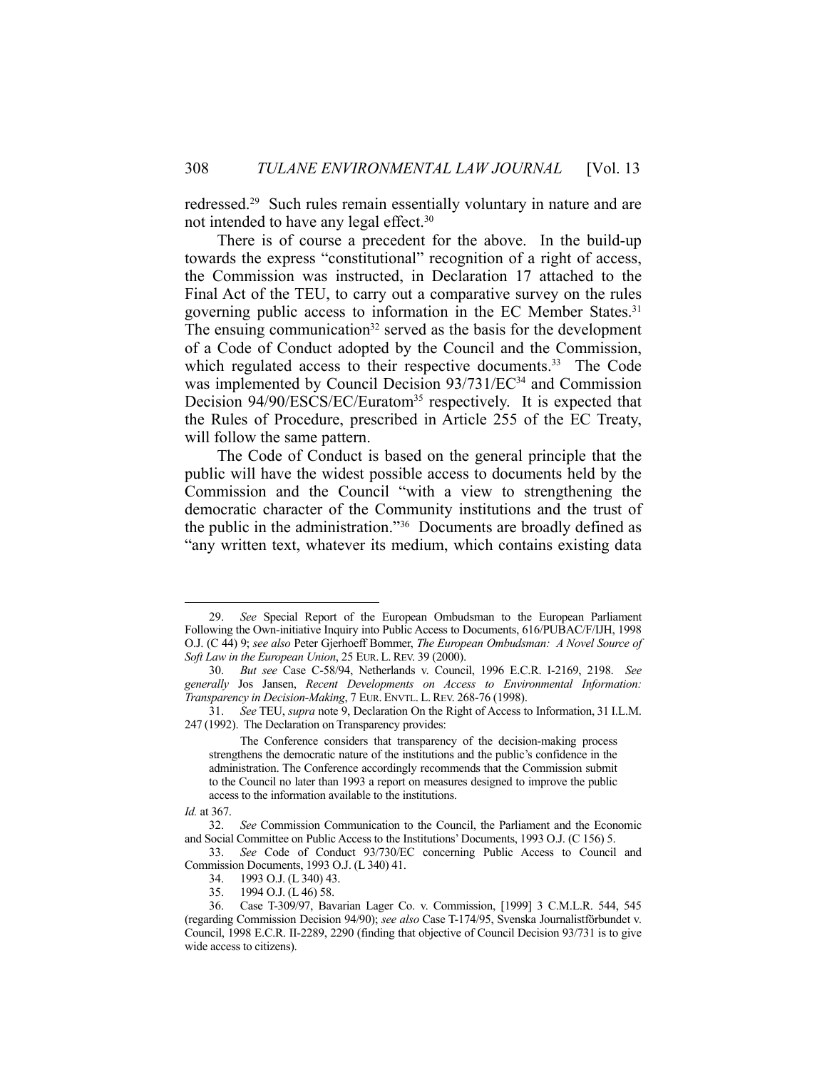redressed.[29] Such rules remain essentially voluntary in nature and are not intended to have any legal effect.[30]

There is of course a precedent for the above. In the build-up towards the express "constitutional" recognition of a right of access, the Commission was instructed, in Declaration 17 attached to the Final Act of the TEU, to carry out a comparative survey on the rules governing public access to information in the EC Member States.[31] The ensuing communication[32] served as the basis for the development of a Code of Conduct adopted by the Council and the Commission, which regulated access to their respective documents.[33] The Code was implemented by Council Decision 93/731/EC[34] and Commission Decision 94/90/ESCS/EC/Euratom[35] respectively. It is expected that the Rules of Procedure, prescribed in Article 255 of the EC Treaty, will follow the same pattern.

The Code of Conduct is based on the general principle that the public will have the widest possible access to documents held by the Commission and the Council "with a view to strengthening the democratic character of the Community institutions and the trust of the public in the administration."[36] Documents are broadly defined as "any written text, whatever its medium, which contains existing data

---

29. *See* Special Report of the European Ombudsman to the European Parliament Following the Own-initiative Inquiry into Public Access to Documents, 616/PUBAC/F/IJH, 1998 O.J. (C 44) 9; *see also* Peter Gjerhoeff Bommer, *The European Ombudsman: A Novel Source of Soft Law in the European Union*, 25 EUR. L. REV. 39 (2000).

30. *But see* Case C-58/94, Netherlands v. Council, 1996 E.C.R. I-2169, 2198. *See generally* Jos Jansen, *Recent Developments on Access to Environmental Information: Transparency in Decision-Making*, 7 EUR. ENVTL. L. REV. 268-76 (1998).

31. *See* TEU, *supra* note 9, Declaration On the Right of Access to Information, 31 I.L.M. 247 (1992). The Declaration on Transparency provides:

> The Conference considers that transparency of the decision-making process strengthens the democratic nature of the institutions and the public's confidence in the administration. The Conference accordingly recommends that the Commission submit to the Council no later than 1993 a report on measures designed to improve the public access to the information available to the institutions.

*Id.* at 367.

32. *See* Commission Communication to the Council, the Parliament and the Economic and Social Committee on Public Access to the Institutions' Documents, 1993 O.J. (C 156) 5.

33. *See* Code of Conduct 93/730/EC concerning Public Access to Council and Commission Documents, 1993 O.J. (L 340) 41.

34. 1993 O.J. (L 340) 43.

35. 1994 O.J. (L 46) 58.

36. Case T-309/97, Bavarian Lager Co. v. Commission, [1999] 3 C.M.L.R. 544, 545 (regarding Commission Decision 94/90); *see also* Case T-174/95, Svenska Journalistförbundet v. Council, 1998 E.C.R. II-2289, 2290 (finding that objective of Council Decision 93/731 is to give wide access to citizens).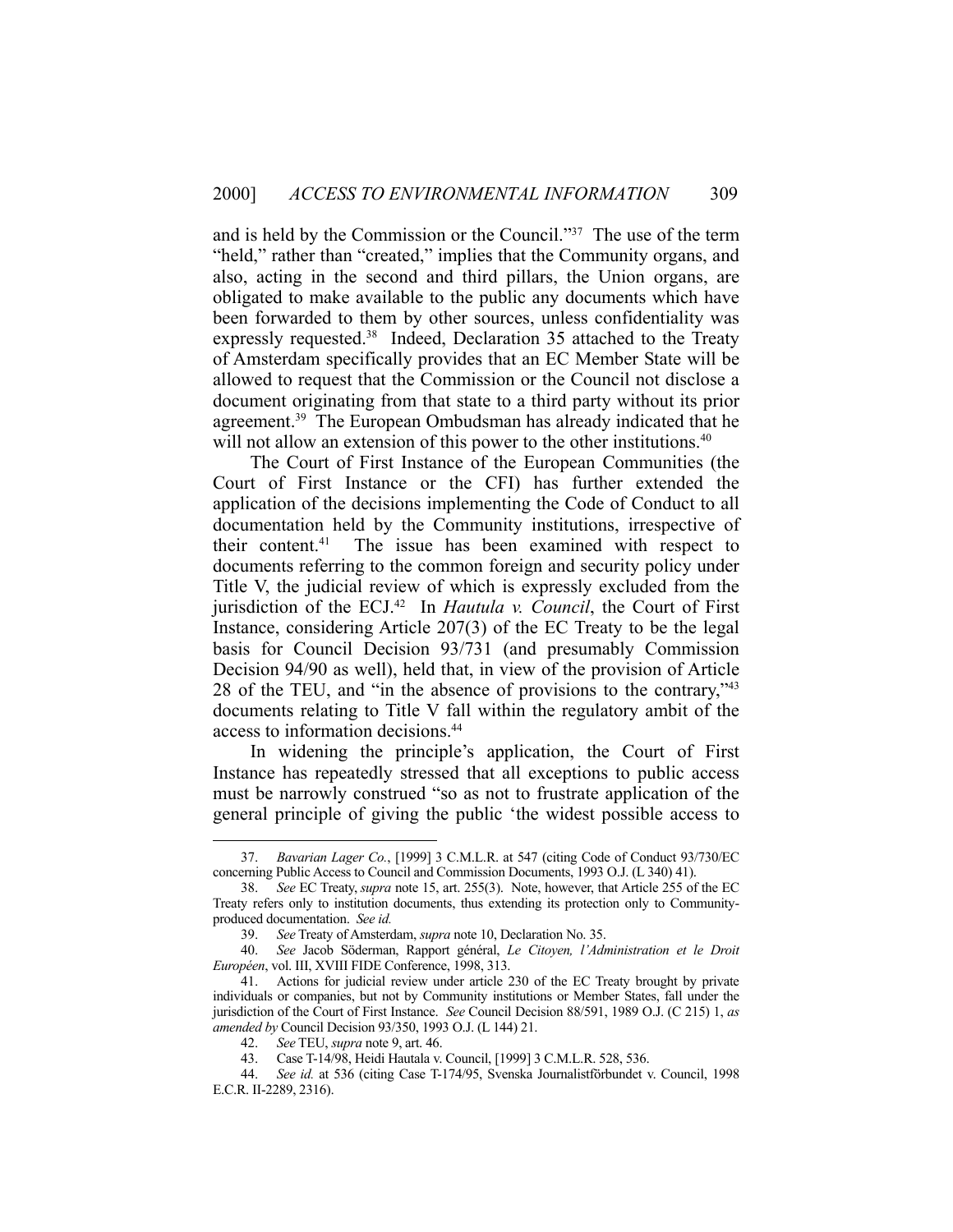and is held by the Commission or the Council."[37] The use of the term "held," rather than "created," implies that the Community organs, and also, acting in the second and third pillars, the Union organs, are obligated to make available to the public any documents which have been forwarded to them by other sources, unless confidentiality was expressly requested.[38] Indeed, Declaration 35 attached to the Treaty of Amsterdam specifically provides that an EC Member State will be allowed to request that the Commission or the Council not disclose a document originating from that state to a third party without its prior agreement.[39] The European Ombudsman has already indicated that he will not allow an extension of this power to the other institutions.[40]

The Court of First Instance of the European Communities (the Court of First Instance or the CFI) has further extended the application of the decisions implementing the Code of Conduct to all documentation held by the Community institutions, irrespective of their content.[41] The issue has been examined with respect to documents referring to the common foreign and security policy under Title V, the judicial review of which is expressly excluded from the jurisdiction of the ECJ.[42] In *Hautula v. Council*, the Court of First Instance, considering Article 207(3) of the EC Treaty to be the legal basis for Council Decision 93/731 (and presumably Commission Decision 94/90 as well), held that, in view of the provision of Article 28 of the TEU, and "in the absence of provisions to the contrary,"[43] documents relating to Title V fall within the regulatory ambit of the access to information decisions.[44]

In widening the principle's application, the Court of First Instance has repeatedly stressed that all exceptions to public access must be narrowly construed "so as not to frustrate application of the general principle of giving the public 'the widest possible access to

---

37. *Bavarian Lager Co.*, [1999] 3 C.M.L.R. at 547 (citing Code of Conduct 93/730/EC concerning Public Access to Council and Commission Documents, 1993 O.J. (L 340) 41).

38. *See* EC Treaty, *supra* note 15, art. 255(3). Note, however, that Article 255 of the EC Treaty refers only to institution documents, thus extending its protection only to Community-produced documentation. *See id.*

39. *See* Treaty of Amsterdam, *supra* note 10, Declaration No. 35.

40. *See* Jacob Söderman, Rapport général, *Le Citoyen, l'Administration et le Droit Européen*, vol. III, XVIII FIDE Conference, 1998, 313.

41. Actions for judicial review under article 230 of the EC Treaty brought by private individuals or companies, but not by Community institutions or Member States, fall under the jurisdiction of the Court of First Instance. *See* Council Decision 88/591, 1989 O.J. (C 215) 1, *as amended by* Council Decision 93/350, 1993 O.J. (L 144) 21.

42. *See* TEU, *supra* note 9, art. 46.

43. Case T-14/98, Heidi Hautala v. Council, [1999] 3 C.M.L.R. 528, 536.

44. *See id.* at 536 (citing Case T-174/95, Svenska Journalistförbundet v. Council, 1998 E.C.R. II-2289, 2316).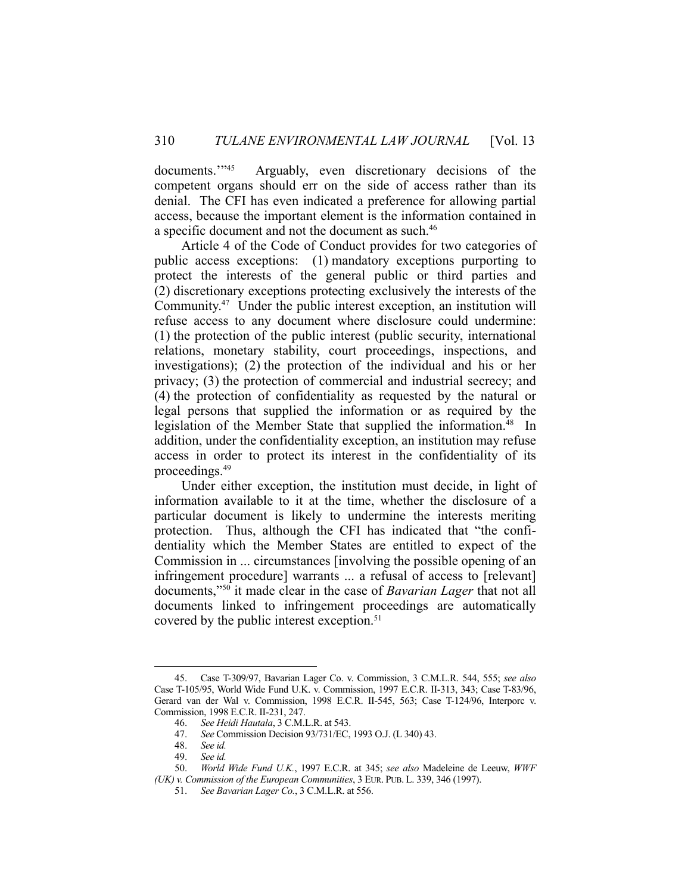documents.'"[45] Arguably, even discretionary decisions of the competent organs should err on the side of access rather than its denial. The CFI has even indicated a preference for allowing partial access, because the important element is the information contained in a specific document and not the document as such.[46]

Article 4 of the Code of Conduct provides for two categories of public access exceptions: (1) mandatory exceptions purporting to protect the interests of the general public or third parties and (2) discretionary exceptions protecting exclusively the interests of the Community.[47] Under the public interest exception, an institution will refuse access to any document where disclosure could undermine: (1) the protection of the public interest (public security, international relations, monetary stability, court proceedings, inspections, and investigations); (2) the protection of the individual and his or her privacy; (3) the protection of commercial and industrial secrecy; and (4) the protection of confidentiality as requested by the natural or legal persons that supplied the information or as required by the legislation of the Member State that supplied the information.[48] In addition, under the confidentiality exception, an institution may refuse access in order to protect its interest in the confidentiality of its proceedings.[49]

Under either exception, the institution must decide, in light of information available to it at the time, whether the disclosure of a particular document is likely to undermine the interests meriting protection. Thus, although the CFI has indicated that "the confidentiality which the Member States are entitled to expect of the Commission in ... circumstances [involving the possible opening of an infringement procedure] warrants ... a refusal of access to [relevant] documents,"[50] it made clear in the case of *Bavarian Lager* that not all documents linked to infringement proceedings are automatically covered by the public interest exception.[51]

---

45. Case T-309/97, Bavarian Lager Co. v. Commission, 3 C.M.L.R. 544, 555; *see also* Case T-105/95, World Wide Fund U.K. v. Commission, 1997 E.C.R. II-313, 343; Case T-83/96, Gerard van der Wal v. Commission, 1998 E.C.R. II-545, 563; Case T-124/96, Interporc v. Commission, 1998 E.C.R. II-231, 247.

46. *See Heidi Hautala*, 3 C.M.L.R. at 543.

47. *See* Commission Decision 93/731/EC, 1993 O.J. (L 340) 43.

48. *See id.*

49. *See id.*

50. *World Wide Fund U.K.*, 1997 E.C.R. at 345; *see also* Madeleine de Leeuw, *WWF (UK) v. Commission of the European Communities*, 3 EUR. PUB. L. 339, 346 (1997).

51. *See Bavarian Lager Co.*, 3 C.M.L.R. at 556.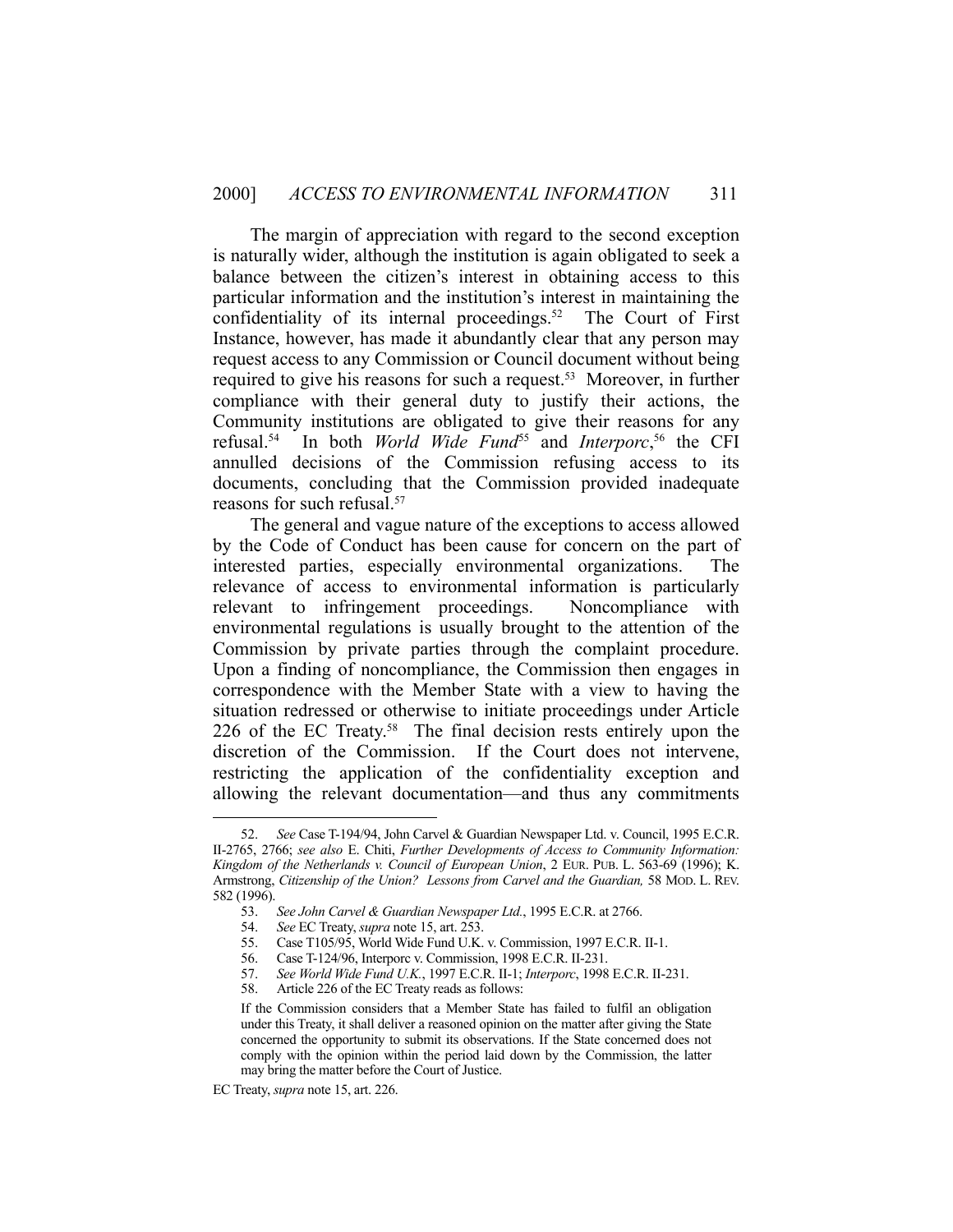The margin of appreciation with regard to the second exception is naturally wider, although the institution is again obligated to seek a balance between the citizen's interest in obtaining access to this particular information and the institution's interest in maintaining the confidentiality of its internal proceedings.[52] The Court of First Instance, however, has made it abundantly clear that any person may request access to any Commission or Council document without being required to give his reasons for such a request.[53] Moreover, in further compliance with their general duty to justify their actions, the Community institutions are obligated to give their reasons for any refusal.[54] In both *World Wide Fund*[55] and *Interporc*,[56] the CFI annulled decisions of the Commission refusing access to its documents, concluding that the Commission provided inadequate reasons for such refusal.[57]

The general and vague nature of the exceptions to access allowed by the Code of Conduct has been cause for concern on the part of interested parties, especially environmental organizations. The relevance of access to environmental information is particularly relevant to infringement proceedings. Noncompliance with environmental regulations is usually brought to the attention of the Commission by private parties through the complaint procedure. Upon a finding of noncompliance, the Commission then engages in correspondence with the Member State with a view to having the situation redressed or otherwise to initiate proceedings under Article 226 of the EC Treaty.[58] The final decision rests entirely upon the discretion of the Commission. If the Court does not intervene, restricting the application of the confidentiality exception and allowing the relevant documentation—and thus any commitments

---

52. *See* Case T-194/94, John Carvel & Guardian Newspaper Ltd. v. Council, 1995 E.C.R. II-2765, 2766; *see also* E. Chiti, *Further Developments of Access to Community Information: Kingdom of the Netherlands v. Council of European Union*, 2 EUR. PUB. L. 563-69 (1996); K. Armstrong, *Citizenship of the Union? Lessons from Carvel and the Guardian,* 58 MOD. L. REV. 582 (1996).

53. *See John Carvel & Guardian Newspaper Ltd.*, 1995 E.C.R. at 2766.

54. *See* EC Treaty, *supra* note 15, art. 253.

55. Case T105/95, World Wide Fund U.K. v. Commission, 1997 E.C.R. II-1.

56. Case T-124/96, Interporc v. Commission, 1998 E.C.R. II-231.

57. *See World Wide Fund U.K.*, 1997 E.C.R. II-1; *Interporc*, 1998 E.C.R. II-231.

58. Article 226 of the EC Treaty reads as follows:

> If the Commission considers that a Member State has failed to fulfil an obligation under this Treaty, it shall deliver a reasoned opinion on the matter after giving the State concerned the opportunity to submit its observations. If the State concerned does not comply with the opinion within the period laid down by the Commission, the latter may bring the matter before the Court of Justice.

EC Treaty, *supra* note 15, art. 226.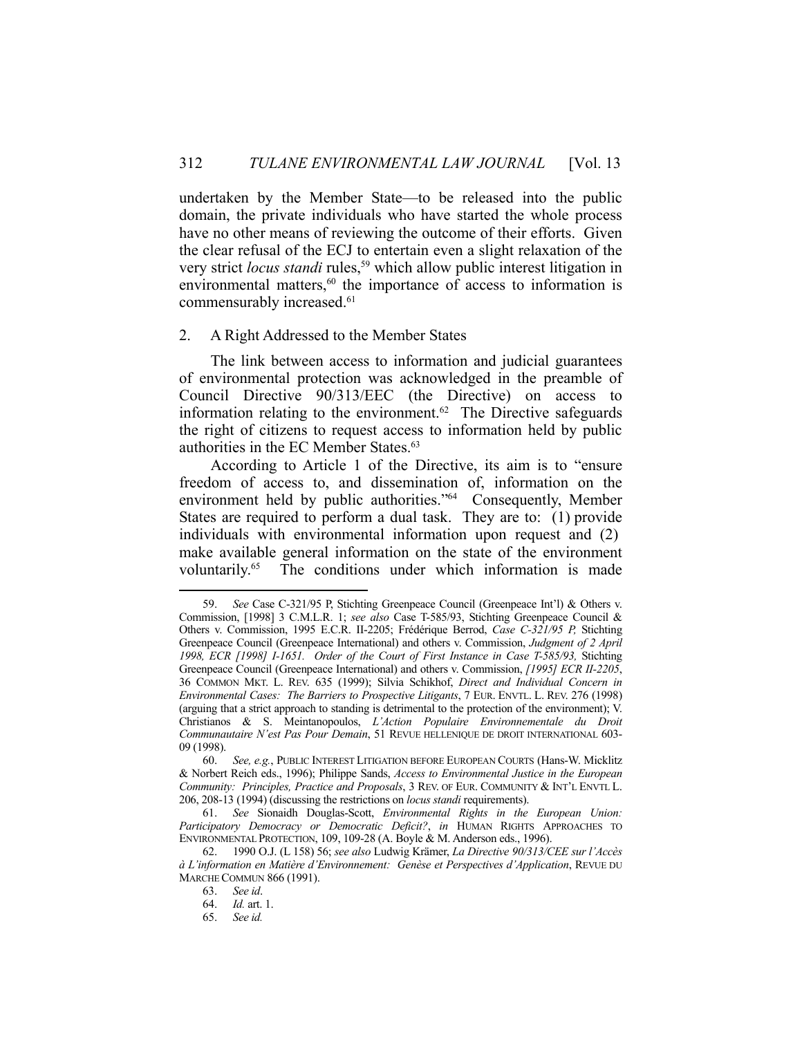undertaken by the Member State—to be released into the public domain, the private individuals who have started the whole process have no other means of reviewing the outcome of their efforts. Given the clear refusal of the ECJ to entertain even a slight relaxation of the very strict *locus standi* rules,[59] which allow public interest litigation in environmental matters,[60] the importance of access to information is commensurably increased.[61]

### 2. A Right Addressed to the Member States

The link between access to information and judicial guarantees of environmental protection was acknowledged in the preamble of Council Directive 90/313/EEC (the Directive) on access to information relating to the environment.[62] The Directive safeguards the right of citizens to request access to information held by public authorities in the EC Member States.[63]

According to Article 1 of the Directive, its aim is to "ensure freedom of access to, and dissemination of, information on the environment held by public authorities."[64] Consequently, Member States are required to perform a dual task. They are to: (1) provide individuals with environmental information upon request and (2) make available general information on the state of the environment voluntarily.[65] The conditions under which information is made

---

59. *See* Case C-321/95 P, Stichting Greenpeace Council (Greenpeace Int'l) & Others v. Commission, [1998] 3 C.M.L.R. 1; *see also* Case T-585/93, Stichting Greenpeace Council & Others v. Commission, 1995 E.C.R. II-2205; Frédérique Berrod, *Case C-321/95 P,* Stichting Greenpeace Council (Greenpeace International) and others v. Commission, *Judgment of 2 April 1998, ECR [1998] I-1651. Order of the Court of First Instance in Case T-585/93,* Stichting Greenpeace Council (Greenpeace International) and others v. Commission, *[1995] ECR II-2205*, 36 COMMON MKT. L. REV. 635 (1999); Silvia Schikhof, *Direct and Individual Concern in Environmental Cases: The Barriers to Prospective Litigants*, 7 EUR. ENVTL. L. REV. 276 (1998) (arguing that a strict approach to standing is detrimental to the protection of the environment); V. Christianos & S. Meintanopoulos, *L'Action Populaire Environnementale du Droit Communautaire N'est Pas Pour Demain*, 51 REVUE HELLENIQUE DE DROIT INTERNATIONAL 603-09 (1998).

60. *See, e.g.*, PUBLIC INTEREST LITIGATION BEFORE EUROPEAN COURTS (Hans-W. Micklitz & Norbert Reich eds., 1996); Philippe Sands, *Access to Environmental Justice in the European Community: Principles, Practice and Proposals*, 3 REV. OF EUR. COMMUNITY & INT'L ENVTL L. 206, 208-13 (1994) (discussing the restrictions on *locus standi* requirements).

61. *See* Sionaidh Douglas-Scott, *Environmental Rights in the European Union: Participatory Democracy or Democratic Deficit?*, *in* HUMAN RIGHTS APPROACHES TO ENVIRONMENTAL PROTECTION, 109, 109-28 (A. Boyle & M. Anderson eds., 1996).

62. 1990 O.J. (L 158) 56; *see also* Ludwig Krämer, *La Directive 90/313/CEE sur l'Accès à L'information en Matière d'Environnement: Genèse et Perspectives d'Application*, REVUE DU MARCHE COMMUN 866 (1991).

63. *See id*.

64. *Id.* art. 1.

65. *See id.*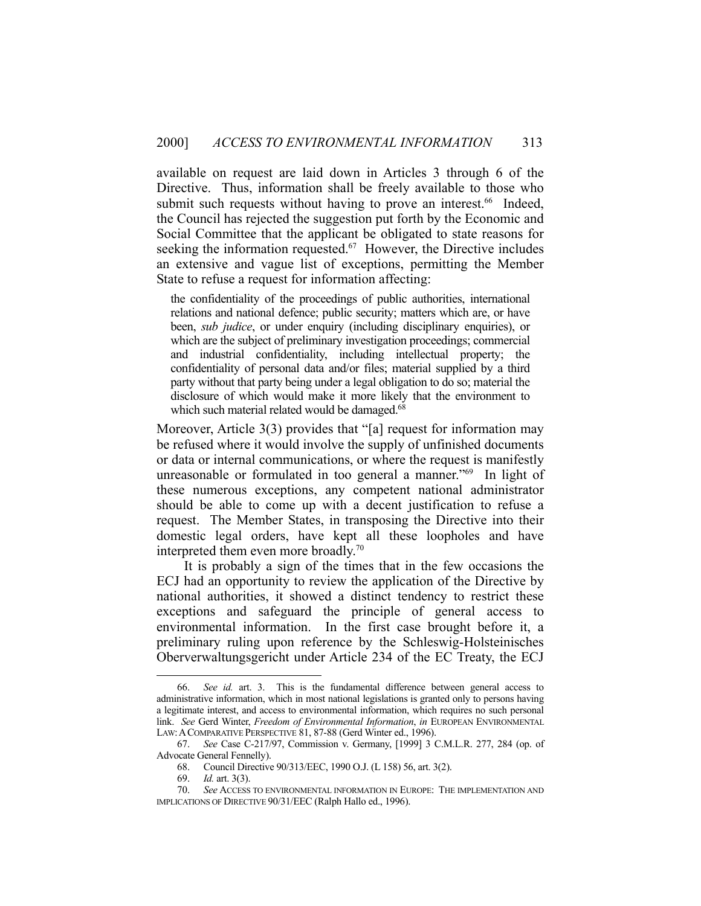available on request are laid down in Articles 3 through 6 of the Directive. Thus, information shall be freely available to those who submit such requests without having to prove an interest.[66] Indeed, the Council has rejected the suggestion put forth by the Economic and Social Committee that the applicant be obligated to state reasons for seeking the information requested.[67] However, the Directive includes an extensive and vague list of exceptions, permitting the Member State to refuse a request for information affecting:

> the confidentiality of the proceedings of public authorities, international relations and national defence; public security; matters which are, or have been, *sub judice*, or under enquiry (including disciplinary enquiries), or which are the subject of preliminary investigation proceedings; commercial and industrial confidentiality, including intellectual property; the confidentiality of personal data and/or files; material supplied by a third party without that party being under a legal obligation to do so; material the disclosure of which would make it more likely that the environment to which such material related would be damaged.[68]

Moreover, Article 3(3) provides that "[a] request for information may be refused where it would involve the supply of unfinished documents or data or internal communications, or where the request is manifestly unreasonable or formulated in too general a manner."[69] In light of these numerous exceptions, any competent national administrator should be able to come up with a decent justification to refuse a request. The Member States, in transposing the Directive into their domestic legal orders, have kept all these loopholes and have interpreted them even more broadly.[70]

It is probably a sign of the times that in the few occasions the ECJ had an opportunity to review the application of the Directive by national authorities, it showed a distinct tendency to restrict these exceptions and safeguard the principle of general access to environmental information. In the first case brought before it, a preliminary ruling upon reference by the Schleswig-Holsteinisches Oberverwaltungsgericht under Article 234 of the EC Treaty, the ECJ

---

66. *See id.* art. 3. This is the fundamental difference between general access to administrative information, which in most national legislations is granted only to persons having a legitimate interest, and access to environmental information, which requires no such personal link. *See* Gerd Winter, *Freedom of Environmental Information*, *in* EUROPEAN ENVIRONMENTAL LAW: A COMPARATIVE PERSPECTIVE 81, 87-88 (Gerd Winter ed., 1996).

67. *See* Case C-217/97, Commission v. Germany, [1999] 3 C.M.L.R. 277, 284 (op. of Advocate General Fennelly).

68. Council Directive 90/313/EEC, 1990 O.J. (L 158) 56, art. 3(2).

69. *Id.* art. 3(3).

70. *See* ACCESS TO ENVIRONMENTAL INFORMATION IN EUROPE: THE IMPLEMENTATION AND IMPLICATIONS OF DIRECTIVE 90/31/EEC (Ralph Hallo ed., 1996).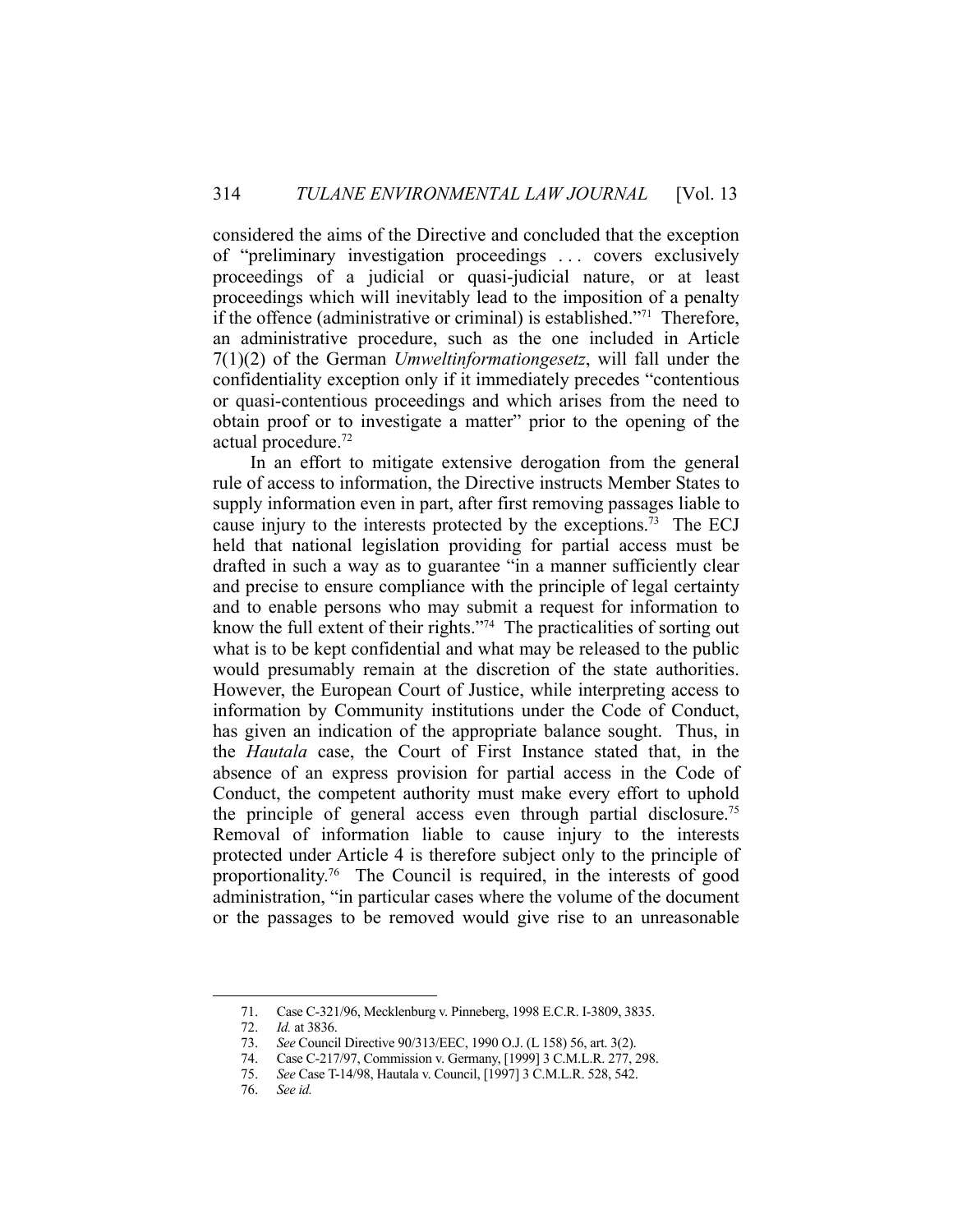considered the aims of the Directive and concluded that the exception of "preliminary investigation proceedings . . . covers exclusively proceedings of a judicial or quasi-judicial nature, or at least proceedings which will inevitably lead to the imposition of a penalty if the offence (administrative or criminal) is established."[71] Therefore, an administrative procedure, such as the one included in Article 7(1)(2) of the German *Umweltinformationgesetz*, will fall under the confidentiality exception only if it immediately precedes "contentious or quasi-contentious proceedings and which arises from the need to obtain proof or to investigate a matter" prior to the opening of the actual procedure.[72]

In an effort to mitigate extensive derogation from the general rule of access to information, the Directive instructs Member States to supply information even in part, after first removing passages liable to cause injury to the interests protected by the exceptions.[73] The ECJ held that national legislation providing for partial access must be drafted in such a way as to guarantee "in a manner sufficiently clear and precise to ensure compliance with the principle of legal certainty and to enable persons who may submit a request for information to know the full extent of their rights."[74] The practicalities of sorting out what is to be kept confidential and what may be released to the public would presumably remain at the discretion of the state authorities. However, the European Court of Justice, while interpreting access to information by Community institutions under the Code of Conduct, has given an indication of the appropriate balance sought. Thus, in the *Hautala* case, the Court of First Instance stated that, in the absence of an express provision for partial access in the Code of Conduct, the competent authority must make every effort to uphold the principle of general access even through partial disclosure.[75] Removal of information liable to cause injury to the interests protected under Article 4 is therefore subject only to the principle of proportionality.[76] The Council is required, in the interests of good administration, "in particular cases where the volume of the document or the passages to be removed would give rise to an unreasonable

---

71. Case C-321/96, Mecklenburg v. Pinneberg, 1998 E.C.R. I-3809, 3835.

72. *Id.* at 3836.

73. *See* Council Directive 90/313/EEC, 1990 O.J. (L 158) 56, art. 3(2).

74. Case C-217/97, Commission v. Germany, [1999] 3 C.M.L.R. 277, 298.

75. *See* Case T-14/98, Hautala v. Council, [1997] 3 C.M.L.R. 528, 542.

76. *See id.*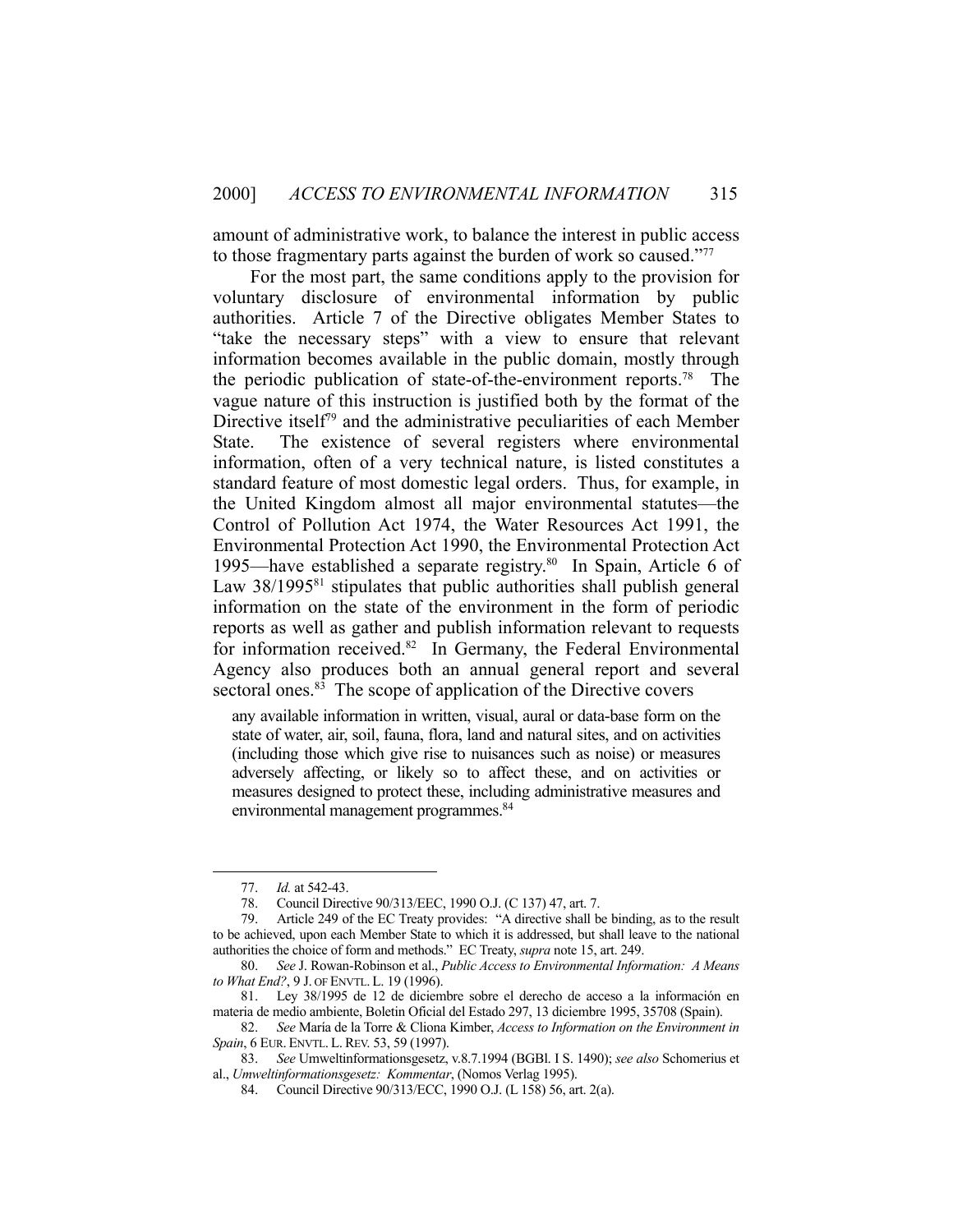amount of administrative work, to balance the interest in public access to those fragmentary parts against the burden of work so caused."[77]

For the most part, the same conditions apply to the provision for voluntary disclosure of environmental information by public authorities. Article 7 of the Directive obligates Member States to "take the necessary steps" with a view to ensure that relevant information becomes available in the public domain, mostly through the periodic publication of state-of-the-environment reports.[78] The vague nature of this instruction is justified both by the format of the Directive itself[79] and the administrative peculiarities of each Member State. The existence of several registers where environmental information, often of a very technical nature, is listed constitutes a standard feature of most domestic legal orders. Thus, for example, in the United Kingdom almost all major environmental statutes—the Control of Pollution Act 1974, the Water Resources Act 1991, the Environmental Protection Act 1990, the Environmental Protection Act 1995—have established a separate registry.[80] In Spain, Article 6 of Law 38/1995[81] stipulates that public authorities shall publish general information on the state of the environment in the form of periodic reports as well as gather and publish information relevant to requests for information received.[82] In Germany, the Federal Environmental Agency also produces both an annual general report and several sectoral ones.[83] The scope of application of the Directive covers

> any available information in written, visual, aural or data-base form on the state of water, air, soil, fauna, flora, land and natural sites, and on activities (including those which give rise to nuisances such as noise) or measures adversely affecting, or likely so to affect these, and on activities or measures designed to protect these, including administrative measures and environmental management programmes.[84]

---

77. *Id.* at 542-43.

78. Council Directive 90/313/EEC, 1990 O.J. (C 137) 47, art. 7.

79. Article 249 of the EC Treaty provides: "A directive shall be binding, as to the result to be achieved, upon each Member State to which it is addressed, but shall leave to the national authorities the choice of form and methods." EC Treaty, *supra* note 15, art. 249.

80. *See* J. Rowan-Robinson et al., *Public Access to Environmental Information: A Means to What End?*, 9 J. OF ENVTL. L. 19 (1996).

81. Ley 38/1995 de 12 de diciembre sobre el derecho de acceso a la información en materia de medio ambiente, Boletin Oficial del Estado 297, 13 diciembre 1995, 35708 (Spain).

82. *See* María de la Torre & Clìona Kimber, *Access to Information on the Environment in Spain*, 6 EUR. ENVTL. L. REV. 53, 59 (1997).

83. *See* Umweltinformationsgesetz, v.8.7.1994 (BGBl. I S. 1490); *see also* Schomerius et al., *Umweltinformationsgesetz: Kommentar*, (Nomos Verlag 1995).

84. Council Directive 90/313/ECC, 1990 O.J. (L 158) 56, art. 2(a).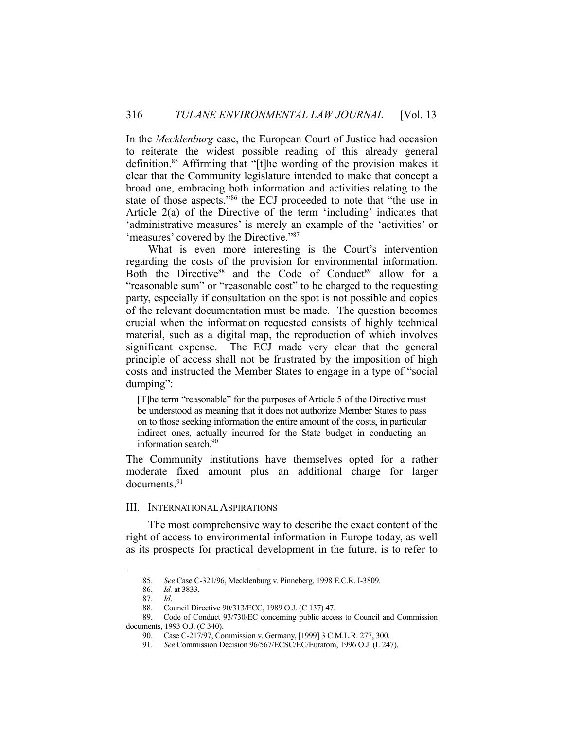In the *Mecklenburg* case, the European Court of Justice had occasion to reiterate the widest possible reading of this already general definition.[85] Affirming that "[t]he wording of the provision makes it clear that the Community legislature intended to make that concept a broad one, embracing both information and activities relating to the state of those aspects,"[86] the ECJ proceeded to note that "the use in Article 2(a) of the Directive of the term 'including' indicates that 'administrative measures' is merely an example of the 'activities' or 'measures' covered by the Directive."[87]

What is even more interesting is the Court's intervention regarding the costs of the provision for environmental information. Both the Directive[88] and the Code of Conduct[89] allow for a "reasonable sum" or "reasonable cost" to be charged to the requesting party, especially if consultation on the spot is not possible and copies of the relevant documentation must be made. The question becomes crucial when the information requested consists of highly technical material, such as a digital map, the reproduction of which involves significant expense. The ECJ made very clear that the general principle of access shall not be frustrated by the imposition of high costs and instructed the Member States to engage in a type of "social dumping":

> [T]he term "reasonable" for the purposes of Article 5 of the Directive must be understood as meaning that it does not authorize Member States to pass on to those seeking information the entire amount of the costs, in particular indirect ones, actually incurred for the State budget in conducting an information search.[90]

The Community institutions have themselves opted for a rather moderate fixed amount plus an additional charge for larger documents.[91]

## III. International Aspirations

The most comprehensive way to describe the exact content of the right of access to environmental information in Europe today, as well as its prospects for practical development in the future, is to refer to

---

85. *See* Case C-321/96, Mecklenburg v. Pinneberg, 1998 E.C.R. I-3809.

86. *Id.* at 3833.

87. *Id*.

88. Council Directive 90/313/ECC, 1989 O.J. (C 137) 47.

89. Code of Conduct 93/730/EC concerning public access to Council and Commission documents, 1993 O.J. (C 340).

90. Case C-217/97, Commission v. Germany, [1999] 3 C.M.L.R. 277, 300.

91. *See* Commission Decision 96/567/ECSC/EC/Euratom, 1996 O.J. (L 247).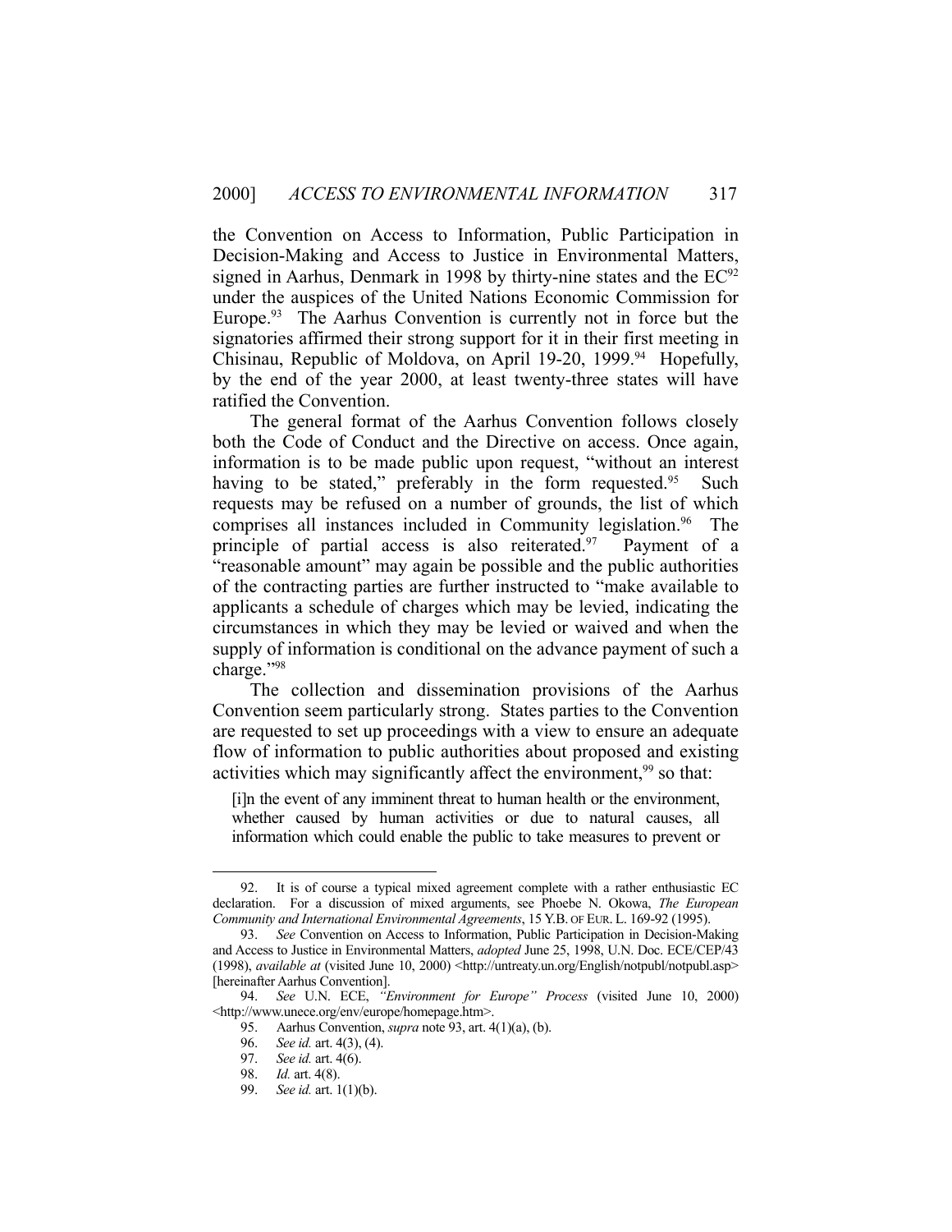the Convention on Access to Information, Public Participation in Decision-Making and Access to Justice in Environmental Matters, signed in Aarhus, Denmark in 1998 by thirty-nine states and the EC[92] under the auspices of the United Nations Economic Commission for Europe.[93] The Aarhus Convention is currently not in force but the signatories affirmed their strong support for it in their first meeting in Chisinau, Republic of Moldova, on April 19-20, 1999.[94] Hopefully, by the end of the year 2000, at least twenty-three states will have ratified the Convention.

The general format of the Aarhus Convention follows closely both the Code of Conduct and the Directive on access. Once again, information is to be made public upon request, "without an interest having to be stated," preferably in the form requested.[95] Such requests may be refused on a number of grounds, the list of which comprises all instances included in Community legislation.[96] The principle of partial access is also reiterated.[97] Payment of a "reasonable amount" may again be possible and the public authorities of the contracting parties are further instructed to "make available to applicants a schedule of charges which may be levied, indicating the circumstances in which they may be levied or waived and when the supply of information is conditional on the advance payment of such a charge."[98]

The collection and dissemination provisions of the Aarhus Convention seem particularly strong. States parties to the Convention are requested to set up proceedings with a view to ensure an adequate flow of information to public authorities about proposed and existing activities which may significantly affect the environment,[99] so that:

> [i]n the event of any imminent threat to human health or the environment, whether caused by human activities or due to natural causes, all information which could enable the public to take measures to prevent or

---

92. It is of course a typical mixed agreement complete with a rather enthusiastic EC declaration. For a discussion of mixed arguments, see Phoebe N. Okowa, *The European Community and International Environmental Agreements*, 15 Y.B. OF EUR. L. 169-92 (1995).

93. *See* Convention on Access to Information, Public Participation in Decision-Making and Access to Justice in Environmental Matters, *adopted* June 25, 1998, U.N. Doc. ECE/CEP/43 (1998), *available at* (visited June 10, 2000) <http://untreaty.un.org/English/notpubl/notpubl.asp> [hereinafter Aarhus Convention].

94. *See* U.N. ECE, *"Environment for Europe" Process* (visited June 10, 2000) <http://www.unece.org/env/europe/homepage.htm>.

95. Aarhus Convention, *supra* note 93, art. 4(1)(a), (b).

96. *See id.* art. 4(3), (4).

97. *See id.* art. 4(6).

98. *Id.* art. 4(8).

99. *See id.* art. 1(1)(b).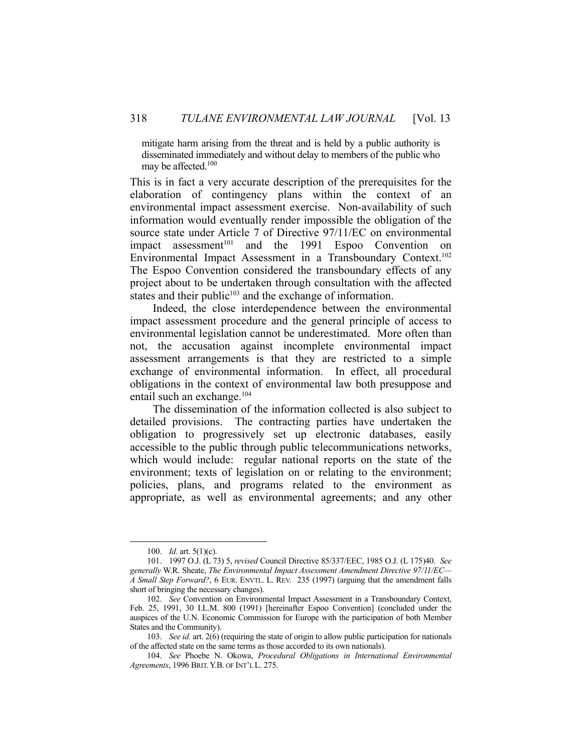> mitigate harm arising from the threat and is held by a public authority is disseminated immediately and without delay to members of the public who may be affected.[100]

This is in fact a very accurate description of the prerequisites for the elaboration of contingency plans within the context of an environmental impact assessment exercise. Non-availability of such information would eventually render impossible the obligation of the source state under Article 7 of Directive 97/11/EC on environmental impact assessment[101] and the 1991 Espoo Convention on Environmental Impact Assessment in a Transboundary Context.[102] The Espoo Convention considered the transboundary effects of any project about to be undertaken through consultation with the affected states and their public[103] and the exchange of information.

Indeed, the close interdependence between the environmental impact assessment procedure and the general principle of access to environmental legislation cannot be underestimated. More often than not, the accusation against incomplete environmental impact assessment arrangements is that they are restricted to a simple exchange of environmental information. In effect, all procedural obligations in the context of environmental law both presuppose and entail such an exchange.[104]

The dissemination of the information collected is also subject to detailed provisions. The contracting parties have undertaken the obligation to progressively set up electronic databases, easily accessible to the public through public telecommunications networks, which would include: regular national reports on the state of the environment; texts of legislation on or relating to the environment; policies, plans, and programs related to the environment as appropriate, as well as environmental agreements; and any other

---

100. *Id.* art. 5(1)(c).

101. 1997 O.J. (L 73) 5, *revised* Council Directive 85/337/EEC, 1985 O.J. (L 175)40. *See generally* W.R. Sheate, *The Environmental Impact Assessment Amendment Directive 97/11/EC—A Small Step Forward?*, 6 EUR. ENVTL. L. REV. 235 (1997) (arguing that the amendment falls short of bringing the necessary changes).

102. *See* Convention on Environmental Impact Assessment in a Transboundary Context, Feb. 25, 1991, 30 I.L.M. 800 (1991) [hereinafter Espoo Convention] (concluded under the auspices of the U.N. Economic Commission for Europe with the participation of both Member States and the Community).

103. *See id.* art. 2(6) (requiring the state of origin to allow public participation for nationals of the affected state on the same terms as those accorded to its own nationals).

104. *See* Phoebe N. Okowa, *Procedural Obligations in International Environmental Agreements*, 1996 BRIT. Y.B. OF INT'L L. 275.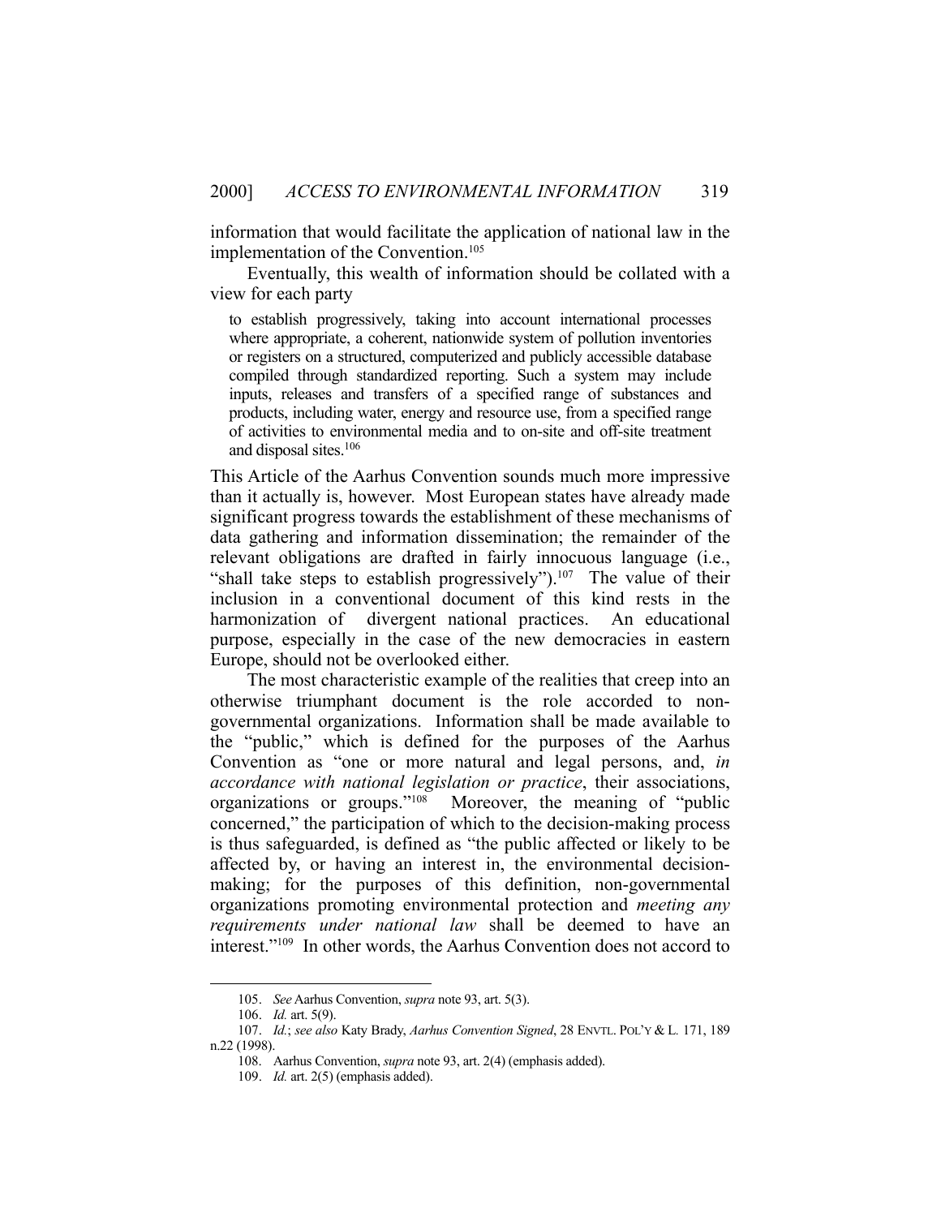information that would facilitate the application of national law in the implementation of the Convention.[105]

Eventually, this wealth of information should be collated with a view for each party

> to establish progressively, taking into account international processes where appropriate, a coherent, nationwide system of pollution inventories or registers on a structured, computerized and publicly accessible database compiled through standardized reporting. Such a system may include inputs, releases and transfers of a specified range of substances and products, including water, energy and resource use, from a specified range of activities to environmental media and to on-site and off-site treatment and disposal sites.[106]

This Article of the Aarhus Convention sounds much more impressive than it actually is, however. Most European states have already made significant progress towards the establishment of these mechanisms of data gathering and information dissemination; the remainder of the relevant obligations are drafted in fairly innocuous language (i.e., "shall take steps to establish progressively").[107] The value of their inclusion in a conventional document of this kind rests in the harmonization of divergent national practices. An educational purpose, especially in the case of the new democracies in eastern Europe, should not be overlooked either.

The most characteristic example of the realities that creep into an otherwise triumphant document is the role accorded to non-governmental organizations. Information shall be made available to the "public," which is defined for the purposes of the Aarhus Convention as "one or more natural and legal persons, and, *in accordance with national legislation or practice*, their associations, organizations or groups."[108] Moreover, the meaning of "public concerned," the participation of which to the decision-making process is thus safeguarded, is defined as "the public affected or likely to be affected by, or having an interest in, the environmental decision-making; for the purposes of this definition, non-governmental organizations promoting environmental protection and *meeting any requirements under national law* shall be deemed to have an interest."[109] In other words, the Aarhus Convention does not accord to

---

105. *See* Aarhus Convention, *supra* note 93, art. 5(3).

106. *Id.* art. 5(9).

107. *Id.*; *see also* Katy Brady, *Aarhus Convention Signed*, 28 ENVTL. POL'Y & L. 171, 189 n.22 (1998).

108. Aarhus Convention, *supra* note 93, art. 2(4) (emphasis added).

109. *Id.* art. 2(5) (emphasis added).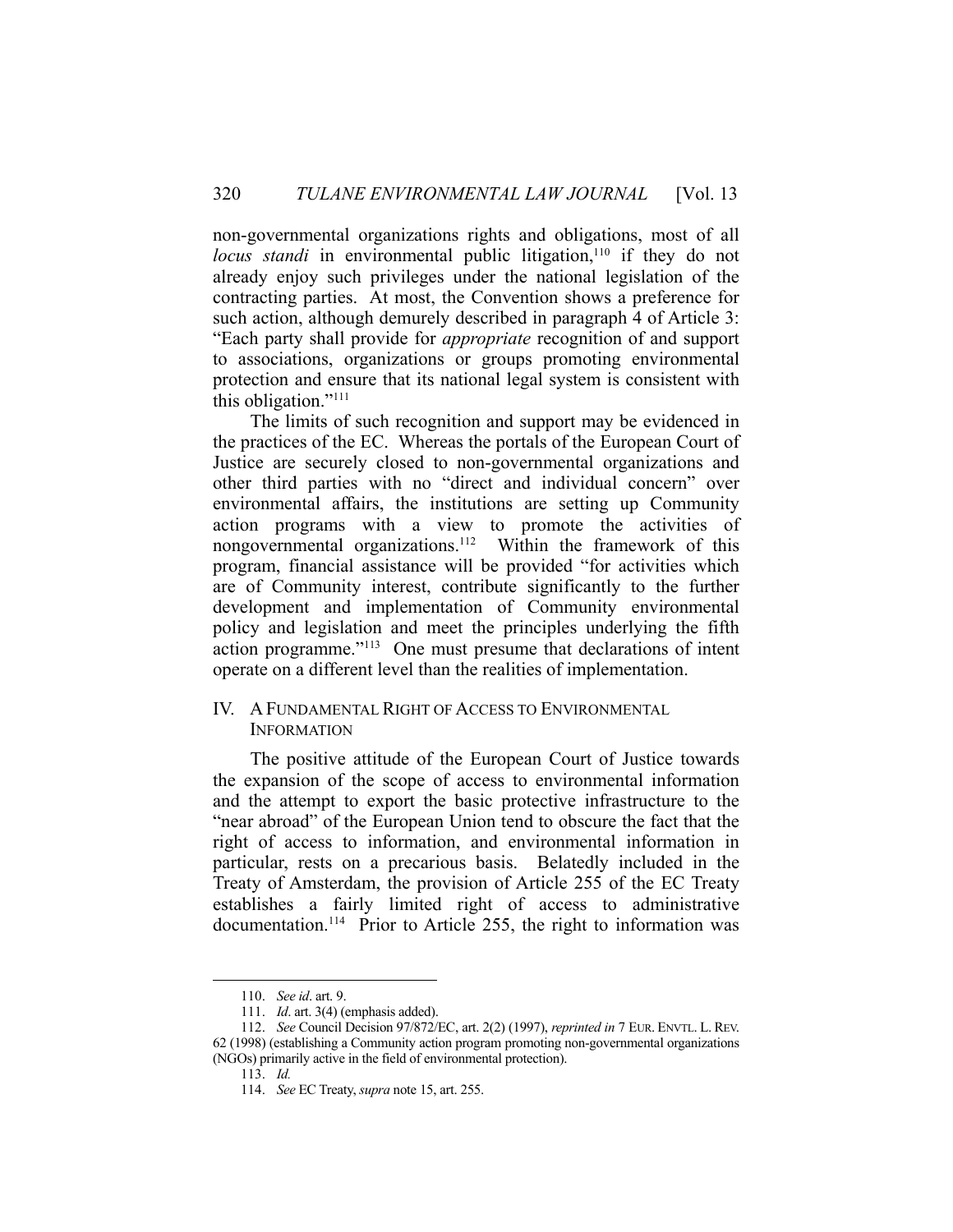non-governmental organizations rights and obligations, most of all *locus standi* in environmental public litigation,[110] if they do not already enjoy such privileges under the national legislation of the contracting parties. At most, the Convention shows a preference for such action, although demurely described in paragraph 4 of Article 3: "Each party shall provide for *appropriate* recognition of and support to associations, organizations or groups promoting environmental protection and ensure that its national legal system is consistent with this obligation."[111]

The limits of such recognition and support may be evidenced in the practices of the EC. Whereas the portals of the European Court of Justice are securely closed to non-governmental organizations and other third parties with no "direct and individual concern" over environmental affairs, the institutions are setting up Community action programs with a view to promote the activities of nongovernmental organizations.[112] Within the framework of this program, financial assistance will be provided "for activities which are of Community interest, contribute significantly to the further development and implementation of Community environmental policy and legislation and meet the principles underlying the fifth action programme."[113] One must presume that declarations of intent operate on a different level than the realities of implementation.

## IV. A Fundamental Right of Access to Environmental Information

The positive attitude of the European Court of Justice towards the expansion of the scope of access to environmental information and the attempt to export the basic protective infrastructure to the "near abroad" of the European Union tend to obscure the fact that the right of access to information, and environmental information in particular, rests on a precarious basis. Belatedly included in the Treaty of Amsterdam, the provision of Article 255 of the EC Treaty establishes a fairly limited right of access to administrative documentation.[114] Prior to Article 255, the right to information was

---

110. *See id*. art. 9.

111. *Id*. art. 3(4) (emphasis added).

112. *See* Council Decision 97/872/EC, art. 2(2) (1997), *reprinted in* 7 EUR. ENVTL. L. REV. 62 (1998) (establishing a Community action program promoting non-governmental organizations (NGOs) primarily active in the field of environmental protection).

113. *Id.*

114. *See* EC Treaty, *supra* note 15, art. 255.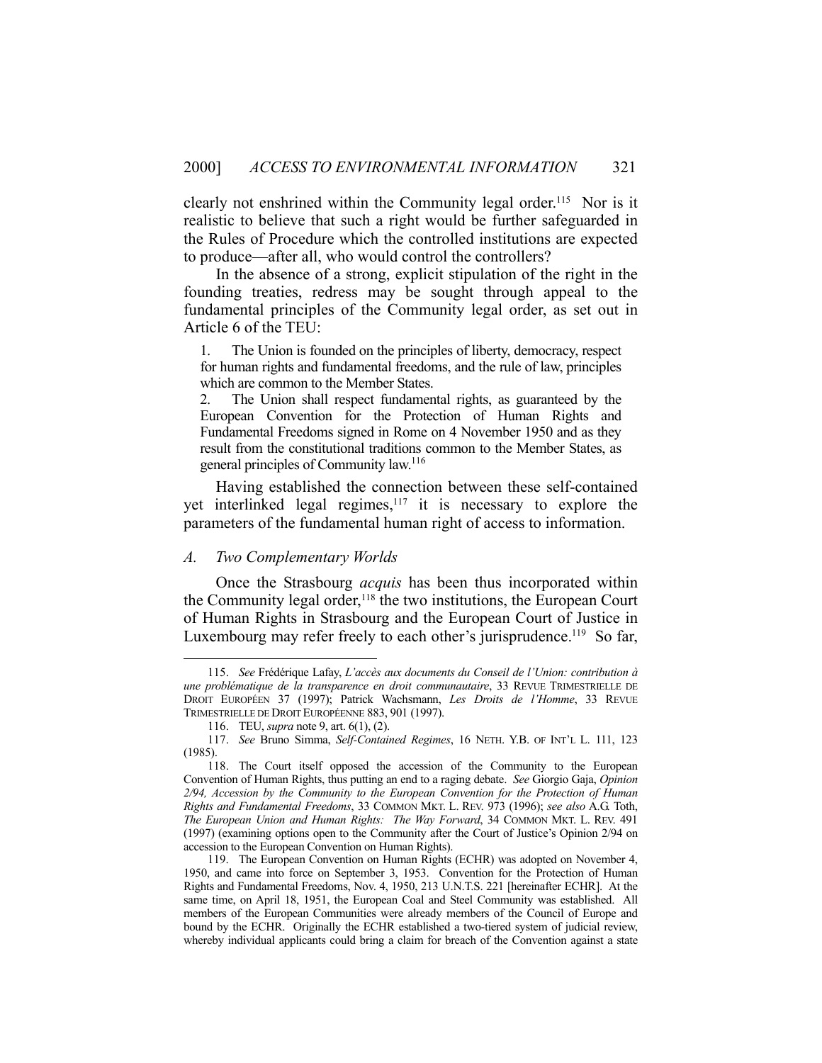clearly not enshrined within the Community legal order.[115] Nor is it realistic to believe that such a right would be further safeguarded in the Rules of Procedure which the controlled institutions are expected to produce—after all, who would control the controllers?

In the absence of a strong, explicit stipulation of the right in the founding treaties, redress may be sought through appeal to the fundamental principles of the Community legal order, as set out in Article 6 of the TEU:

> 1. The Union is founded on the principles of liberty, democracy, respect for human rights and fundamental freedoms, and the rule of law, principles which are common to the Member States.
>
> 2. The Union shall respect fundamental rights, as guaranteed by the European Convention for the Protection of Human Rights and Fundamental Freedoms signed in Rome on 4 November 1950 and as they result from the constitutional traditions common to the Member States, as general principles of Community law.[116]

Having established the connection between these self-contained yet interlinked legal regimes,[117] it is necessary to explore the parameters of the fundamental human right of access to information.

### *A. Two Complementary Worlds*

Once the Strasbourg *acquis* has been thus incorporated within the Community legal order,[118] the two institutions, the European Court of Human Rights in Strasbourg and the European Court of Justice in Luxembourg may refer freely to each other's jurisprudence.[119] So far,

---

115. *See* Frédérique Lafay, *L'accès aux documents du Conseil de l'Union: contribution à une problématique de la transparence en droit communautaire*, 33 REVUE TRIMESTRIELLE DE DROIT EUROPÉEN 37 (1997); Patrick Wachsmann, *Les Droits de l'Homme*, 33 REVUE TRIMESTRIELLE DE DROIT EUROPÉENNE 883, 901 (1997).

116. TEU, *supra* note 9, art. 6(1), (2).

117. *See* Bruno Simma, *Self-Contained Regimes*, 16 NETH. Y.B. OF INT'L L. 111, 123 (1985).

118. The Court itself opposed the accession of the Community to the European Convention of Human Rights, thus putting an end to a raging debate. *See* Giorgio Gaja, *Opinion 2/94, Accession by the Community to the European Convention for the Protection of Human Rights and Fundamental Freedoms*, 33 COMMON MKT. L. REV. 973 (1996); *see also* A.G. Toth, *The European Union and Human Rights: The Way Forward*, 34 COMMON MKT. L. REV. 491 (1997) (examining options open to the Community after the Court of Justice's Opinion 2/94 on accession to the European Convention on Human Rights).

119. The European Convention on Human Rights (ECHR) was adopted on November 4, 1950, and came into force on September 3, 1953. Convention for the Protection of Human Rights and Fundamental Freedoms, Nov. 4, 1950, 213 U.N.T.S. 221 [hereinafter ECHR]. At the same time, on April 18, 1951, the European Coal and Steel Community was established. All members of the European Communities were already members of the Council of Europe and bound by the ECHR. Originally the ECHR established a two-tiered system of judicial review, whereby individual applicants could bring a claim for breach of the Convention against a state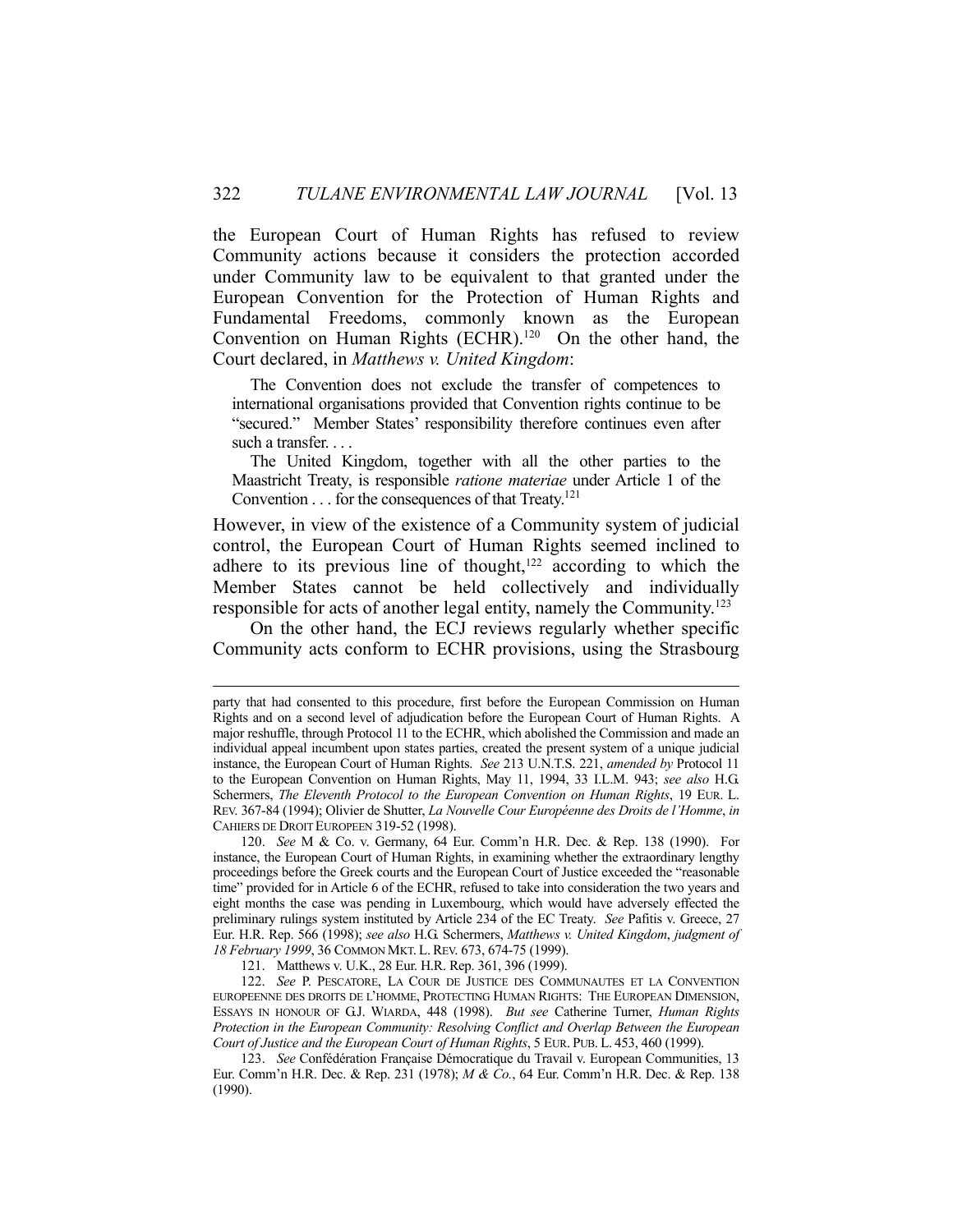the European Court of Human Rights has refused to review Community actions because it considers the protection accorded under Community law to be equivalent to that granted under the European Convention for the Protection of Human Rights and Fundamental Freedoms, commonly known as the European Convention on Human Rights (ECHR).[120] On the other hand, the Court declared, in *Matthews v. United Kingdom*:

> The Convention does not exclude the transfer of competences to international organisations provided that Convention rights continue to be "secured." Member States' responsibility therefore continues even after such a transfer. . . .
>
> The United Kingdom, together with all the other parties to the Maastricht Treaty, is responsible *ratione materiae* under Article 1 of the Convention . . . for the consequences of that Treaty.[121]

However, in view of the existence of a Community system of judicial control, the European Court of Human Rights seemed inclined to adhere to its previous line of thought,[122] according to which the Member States cannot be held collectively and individually responsible for acts of another legal entity, namely the Community.[123]

On the other hand, the ECJ reviews regularly whether specific Community acts conform to ECHR provisions, using the Strasbourg

---

party that had consented to this procedure, first before the European Commission on Human Rights and on a second level of adjudication before the European Court of Human Rights. A major reshuffle, through Protocol 11 to the ECHR, which abolished the Commission and made an individual appeal incumbent upon states parties, created the present system of a unique judicial instance, the European Court of Human Rights. *See* 213 U.N.T.S. 221, *amended by* Protocol 11 to the European Convention on Human Rights, May 11, 1994, 33 I.L.M. 943; *see also* H.G. Schermers, *The Eleventh Protocol to the European Convention on Human Rights*, 19 EUR. L. REV. 367-84 (1994); Olivier de Shutter, *La Nouvelle Cour Européenne des Droits de l'Homme*, *in* CAHIERS DE DROIT EUROPEEN 319-52 (1998).

120. *See* M & Co. v. Germany, 64 Eur. Comm'n H.R. Dec. & Rep. 138 (1990). For instance, the European Court of Human Rights, in examining whether the extraordinary lengthy proceedings before the Greek courts and the European Court of Justice exceeded the "reasonable time" provided for in Article 6 of the ECHR, refused to take into consideration the two years and eight months the case was pending in Luxembourg, which would have adversely effected the preliminary rulings system instituted by Article 234 of the EC Treaty. *See* Pafitis v. Greece, 27 Eur. H.R. Rep. 566 (1998); *see also* H.G. Schermers, *Matthews v. United Kingdom*, *judgment of 18 February 1999*, 36 COMMON MKT. L. REV. 673, 674-75 (1999).

121. Matthews v. U.K., 28 Eur. H.R. Rep. 361, 396 (1999).

122. *See* P. PESCATORE, LA COUR DE JUSTICE DES COMMUNAUTES ET LA CONVENTION EUROPEENNE DES DROITS DE L'HOMME, PROTECTING HUMAN RIGHTS: THE EUROPEAN DIMENSION, ESSAYS IN HONOUR OF G.J. WIARDA, 448 (1998). *But see* Catherine Turner, *Human Rights Protection in the European Community: Resolving Conflict and Overlap Between the European Court of Justice and the European Court of Human Rights*, 5 EUR. PUB. L. 453, 460 (1999).

123. *See* Confédération Française Démocratique du Travail v. European Communities, 13 Eur. Comm'n H.R. Dec. & Rep. 231 (1978); *M & Co.*, 64 Eur. Comm'n H.R. Dec. & Rep. 138 (1990).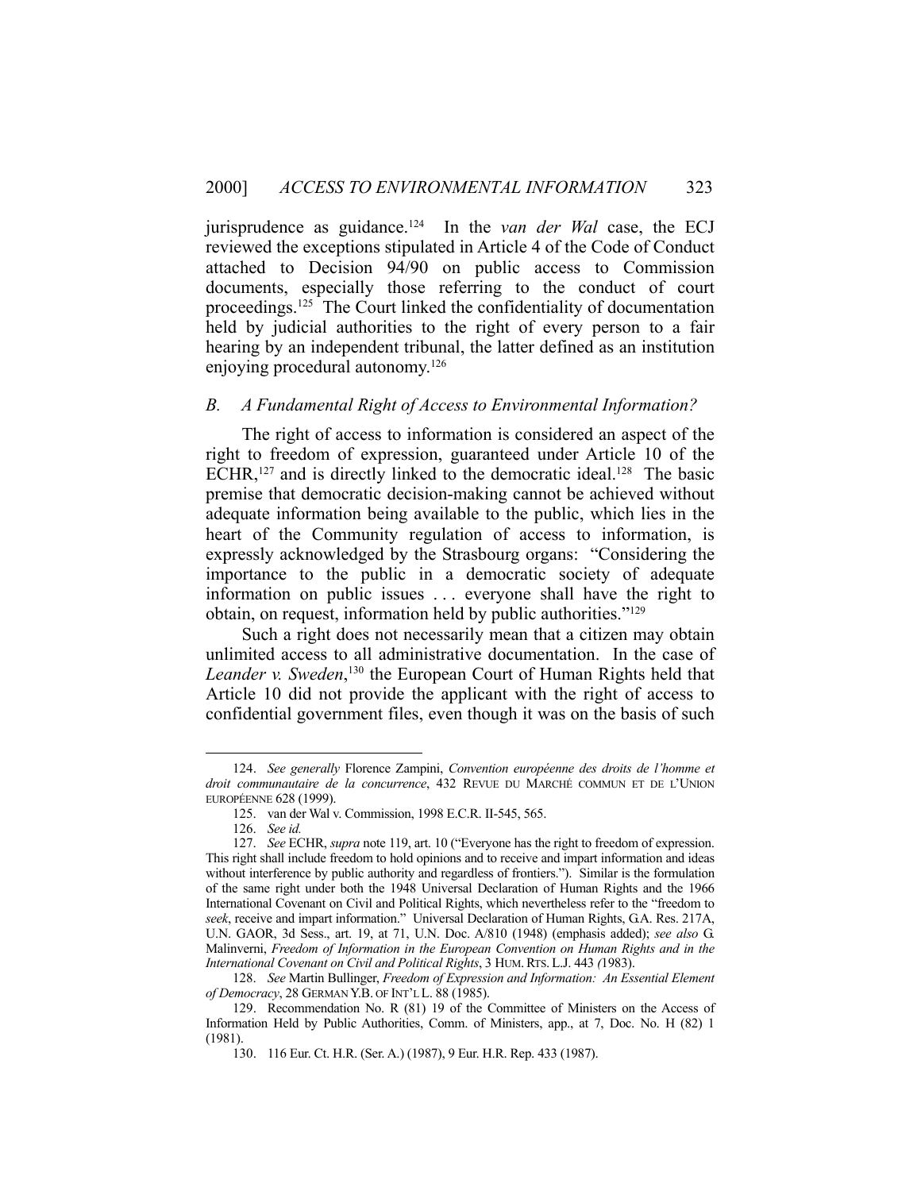jurisprudence as guidance.[124] In the *van der Wal* case, the ECJ reviewed the exceptions stipulated in Article 4 of the Code of Conduct attached to Decision 94/90 on public access to Commission documents, especially those referring to the conduct of court proceedings.[125] The Court linked the confidentiality of documentation held by judicial authorities to the right of every person to a fair hearing by an independent tribunal, the latter defined as an institution enjoying procedural autonomy.[126]

### *B. A Fundamental Right of Access to Environmental Information?*

The right of access to information is considered an aspect of the right to freedom of expression, guaranteed under Article 10 of the ECHR,[127] and is directly linked to the democratic ideal.[128] The basic premise that democratic decision-making cannot be achieved without adequate information being available to the public, which lies in the heart of the Community regulation of access to information, is expressly acknowledged by the Strasbourg organs: "Considering the importance to the public in a democratic society of adequate information on public issues . . . everyone shall have the right to obtain, on request, information held by public authorities."[129]

Such a right does not necessarily mean that a citizen may obtain unlimited access to all administrative documentation. In the case of *Leander v. Sweden*,[130] the European Court of Human Rights held that Article 10 did not provide the applicant with the right of access to confidential government files, even though it was on the basis of such

---

124. *See generally* Florence Zampini, *Convention européenne des droits de l'homme et droit communautaire de la concurrence*, 432 REVUE DU MARCHÉ COMMUN ET DE L'UNION EUROPÉENNE 628 (1999).

125. van der Wal v. Commission, 1998 E.C.R. II-545, 565.

126. *See id.*

127. *See* ECHR, *supra* note 119, art. 10 ("Everyone has the right to freedom of expression. This right shall include freedom to hold opinions and to receive and impart information and ideas without interference by public authority and regardless of frontiers."). Similar is the formulation of the same right under both the 1948 Universal Declaration of Human Rights and the 1966 International Covenant on Civil and Political Rights, which nevertheless refer to the "freedom to *seek*, receive and impart information." Universal Declaration of Human Rights, G.A. Res. 217A, U.N. GAOR, 3d Sess., art. 19, at 71, U.N. Doc. A/810 (1948) (emphasis added); *see also* G. Malinverni, *Freedom of Information in the European Convention on Human Rights and in the International Covenant on Civil and Political Rights*, 3 HUM. RTS. L.J. 443 (1983).

128. *See* Martin Bullinger, *Freedom of Expression and Information: An Essential Element of Democracy*, 28 GERMAN Y.B. OF INT'L L. 88 (1985).

129. Recommendation No. R (81) 19 of the Committee of Ministers on the Access of Information Held by Public Authorities, Comm. of Ministers, app., at 7, Doc. No. H (82) 1 (1981).

130. 116 Eur. Ct. H.R. (Ser. A.) (1987), 9 Eur. H.R. Rep. 433 (1987).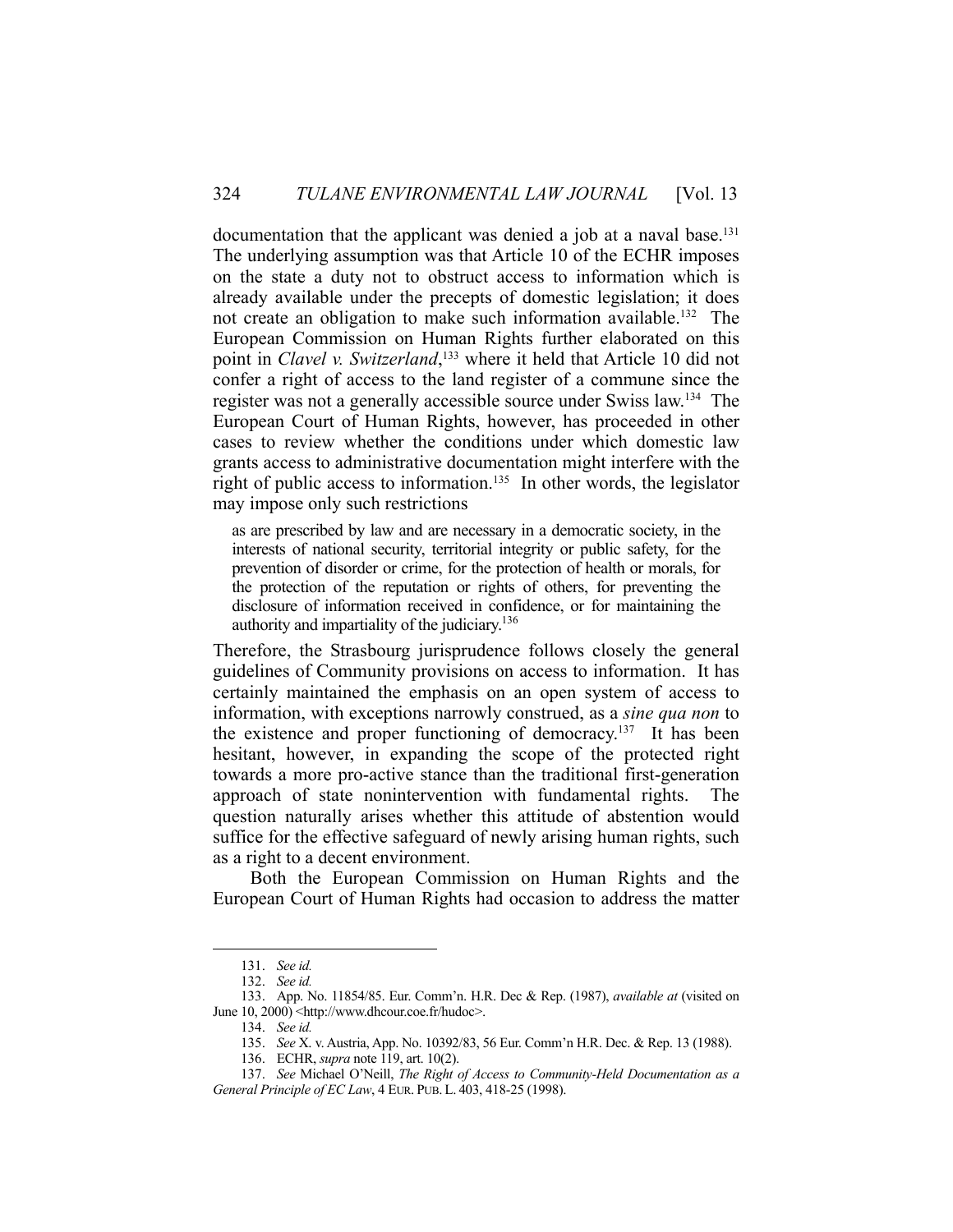documentation that the applicant was denied a job at a naval base.[131] The underlying assumption was that Article 10 of the ECHR imposes on the state a duty not to obstruct access to information which is already available under the precepts of domestic legislation; it does not create an obligation to make such information available.[132] The European Commission on Human Rights further elaborated on this point in *Clavel v. Switzerland*,[133] where it held that Article 10 did not confer a right of access to the land register of a commune since the register was not a generally accessible source under Swiss law.[134] The European Court of Human Rights, however, has proceeded in other cases to review whether the conditions under which domestic law grants access to administrative documentation might interfere with the right of public access to information.[135] In other words, the legislator may impose only such restrictions

> as are prescribed by law and are necessary in a democratic society, in the interests of national security, territorial integrity or public safety, for the prevention of disorder or crime, for the protection of health or morals, for the protection of the reputation or rights of others, for preventing the disclosure of information received in confidence, or for maintaining the authority and impartiality of the judiciary.[136]

Therefore, the Strasbourg jurisprudence follows closely the general guidelines of Community provisions on access to information. It has certainly maintained the emphasis on an open system of access to information, with exceptions narrowly construed, as a *sine qua non* to the existence and proper functioning of democracy.[137] It has been hesitant, however, in expanding the scope of the protected right towards a more pro-active stance than the traditional first-generation approach of state nonintervention with fundamental rights. The question naturally arises whether this attitude of abstention would suffice for the effective safeguard of newly arising human rights, such as a right to a decent environment.

Both the European Commission on Human Rights and the European Court of Human Rights had occasion to address the matter

---

131. *See id.*

132. *See id.*

133. App. No. 11854/85. Eur. Comm'n. H.R. Dec & Rep. (1987), *available at* (visited on June 10, 2000) <http://www.dhcour.coe.fr/hudoc>.

134. *See id.*

135. *See* X. v. Austria, App. No. 10392/83, 56 Eur. Comm'n H.R. Dec. & Rep. 13 (1988).

136. ECHR, *supra* note 119, art. 10(2).

137. *See* Michael O'Neill, *The Right of Access to Community-Held Documentation as a General Principle of EC Law*, 4 EUR. PUB. L. 403, 418-25 (1998).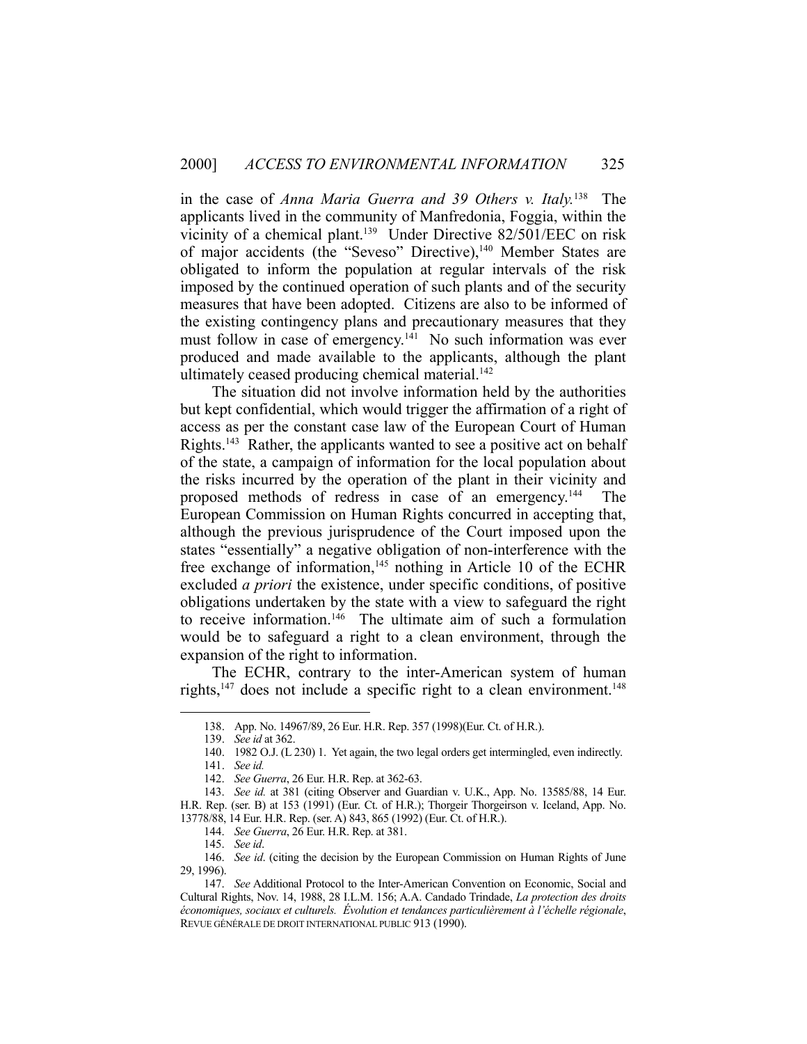in the case of *Anna Maria Guerra and 39 Others v. Italy.*[138] The applicants lived in the community of Manfredonia, Foggia, within the vicinity of a chemical plant.[139] Under Directive 82/501/EEC on risk of major accidents (the "Seveso" Directive),[140] Member States are obligated to inform the population at regular intervals of the risk imposed by the continued operation of such plants and of the security measures that have been adopted. Citizens are also to be informed of the existing contingency plans and precautionary measures that they must follow in case of emergency.[141] No such information was ever produced and made available to the applicants, although the plant ultimately ceased producing chemical material.[142]

The situation did not involve information held by the authorities but kept confidential, which would trigger the affirmation of a right of access as per the constant case law of the European Court of Human Rights.[143] Rather, the applicants wanted to see a positive act on behalf of the state, a campaign of information for the local population about the risks incurred by the operation of the plant in their vicinity and proposed methods of redress in case of an emergency.[144] The European Commission on Human Rights concurred in accepting that, although the previous jurisprudence of the Court imposed upon the states "essentially" a negative obligation of non-interference with the free exchange of information,[145] nothing in Article 10 of the ECHR excluded *a priori* the existence, under specific conditions, of positive obligations undertaken by the state with a view to safeguard the right to receive information.[146] The ultimate aim of such a formulation would be to safeguard a right to a clean environment, through the expansion of the right to information.

The ECHR, contrary to the inter-American system of human rights,[147] does not include a specific right to a clean environment.[148]

---

138. App. No. 14967/89, 26 Eur. H.R. Rep. 357 (1998)(Eur. Ct. of H.R.).

139. *See id* at 362.

140. 1982 O.J. (L 230) 1. Yet again, the two legal orders get intermingled, even indirectly.

141. *See id.*

142. *See Guerra*, 26 Eur. H.R. Rep. at 362-63.

143. *See id.* at 381 (citing Observer and Guardian v. U.K., App. No. 13585/88, 14 Eur. H.R. Rep. (ser. B) at 153 (1991) (Eur. Ct. of H.R.); Thorgeir Thorgeirson v. Iceland, App. No. 13778/88, 14 Eur. H.R. Rep. (ser. A) 843, 865 (1992) (Eur. Ct. of H.R.).

144. *See Guerra*, 26 Eur. H.R. Rep. at 381.

145. *See id*.

146. *See id*. (citing the decision by the European Commission on Human Rights of June 29, 1996).

147. *See* Additional Protocol to the Inter-American Convention on Economic, Social and Cultural Rights, Nov. 14, 1988, 28 I.L.M. 156; A.A. Candado Trindade, *La protection des droits économiques, sociaux et culturels. Évolution et tendances particulièrement à l'échelle régionale*, REVUE GÉNÉRALE DE DROIT INTERNATIONAL PUBLIC 913 (1990).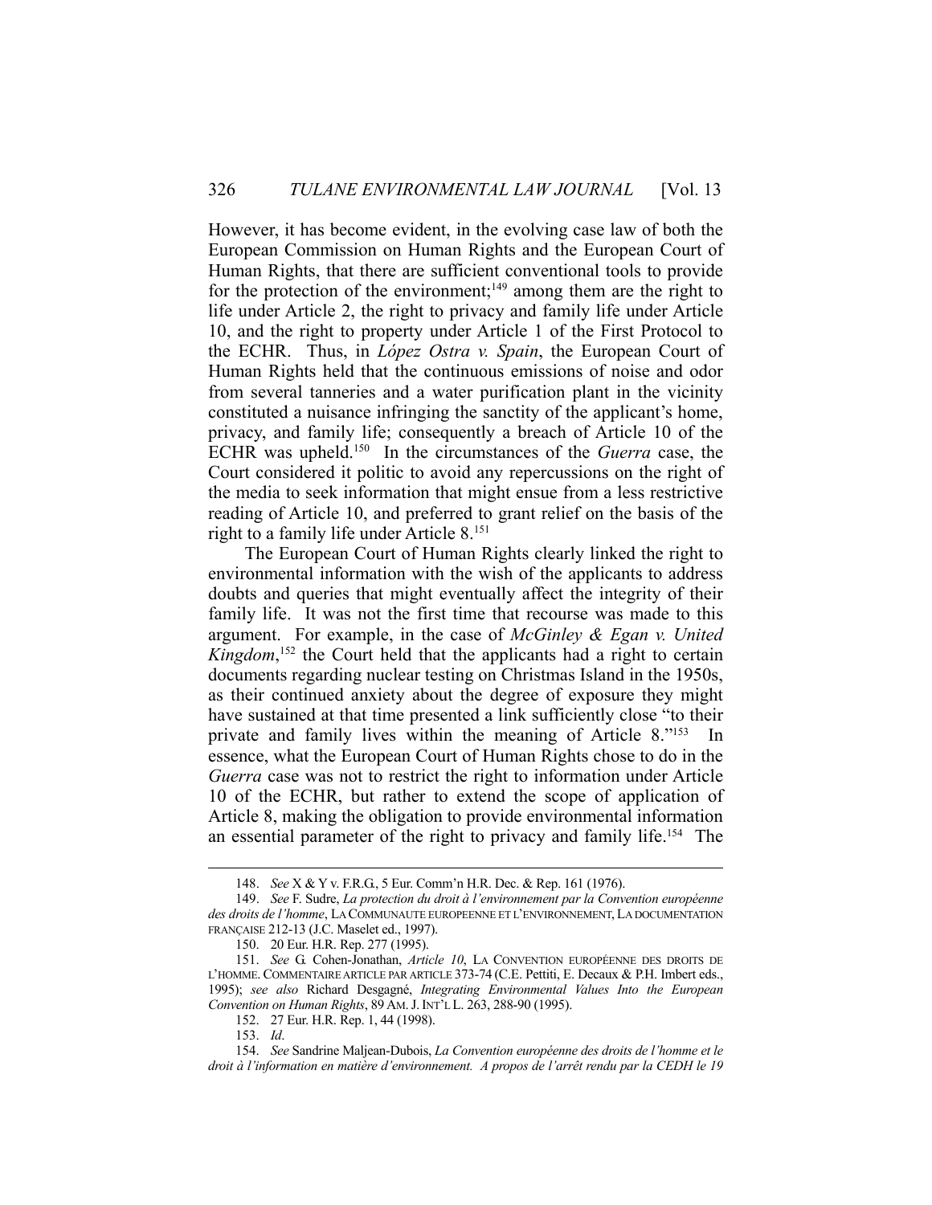However, it has become evident, in the evolving case law of both the European Commission on Human Rights and the European Court of Human Rights, that there are sufficient conventional tools to provide for the protection of the environment;[149] among them are the right to life under Article 2, the right to privacy and family life under Article 10, and the right to property under Article 1 of the First Protocol to the ECHR. Thus, in *López Ostra v. Spain*, the European Court of Human Rights held that the continuous emissions of noise and odor from several tanneries and a water purification plant in the vicinity constituted a nuisance infringing the sanctity of the applicant's home, privacy, and family life; consequently a breach of Article 10 of the ECHR was upheld.[150] In the circumstances of the *Guerra* case, the Court considered it politic to avoid any repercussions on the right of the media to seek information that might ensue from a less restrictive reading of Article 10, and preferred to grant relief on the basis of the right to a family life under Article 8."[151]

The European Court of Human Rights clearly linked the right to environmental information with the wish of the applicants to address doubts and queries that might eventually affect the integrity of their family life. It was not the first time that recourse was made to this argument. For example, in the case of *McGinley & Egan v. United Kingdom*,[152] the Court held that the applicants had a right to certain documents regarding nuclear testing on Christmas Island in the 1950s, as their continued anxiety about the degree of exposure they might have sustained at that time presented a link sufficiently close "to their private and family lives within the meaning of Article 8."[153] In essence, what the European Court of Human Rights chose to do in the *Guerra* case was not to restrict the right to information under Article 10 of the ECHR, but rather to extend the scope of application of Article 8, making the obligation to provide environmental information an essential parameter of the right to privacy and family life.[154] The

---

148. *See* X & Y v. F.R.G., 5 Eur. Comm'n H.R. Dec. & Rep. 161 (1976).

149. *See* F. Sudre, *La protection du droit à l'environnement par la Convention européenne des droits de l'homme*, LA COMMUNAUTE EUROPEENNE ET L'ENVIRONNEMENT, LA DOCUMENTATION FRANÇAISE 212-13 (J.C. Maselet ed., 1997).

150. 20 Eur. H.R. Rep. 277 (1995).

151. *See* G. Cohen-Jonathan, *Article 10*, LA CONVENTION EUROPÉENNE DES DROITS DE L'HOMME. COMMENTAIRE ARTICLE PAR ARTICLE 373-74 (C.E. Pettiti, E. Decaux & P.H. Imbert eds., 1995); *see also* Richard Desgagné, *Integrating Environmental Values Into the European Convention on Human Rights*, 89 AM. J. INT'L L. 263, 288-90 (1995).

152. 27 Eur. H.R. Rep. 1, 44 (1998).

153. *Id*.

154. *See* Sandrine Maljean-Dubois, *La Convention européenne des droits de l'homme et le droit à l'information en matière d'environnement. A propos de l'arrêt rendu par la CEDH le 19*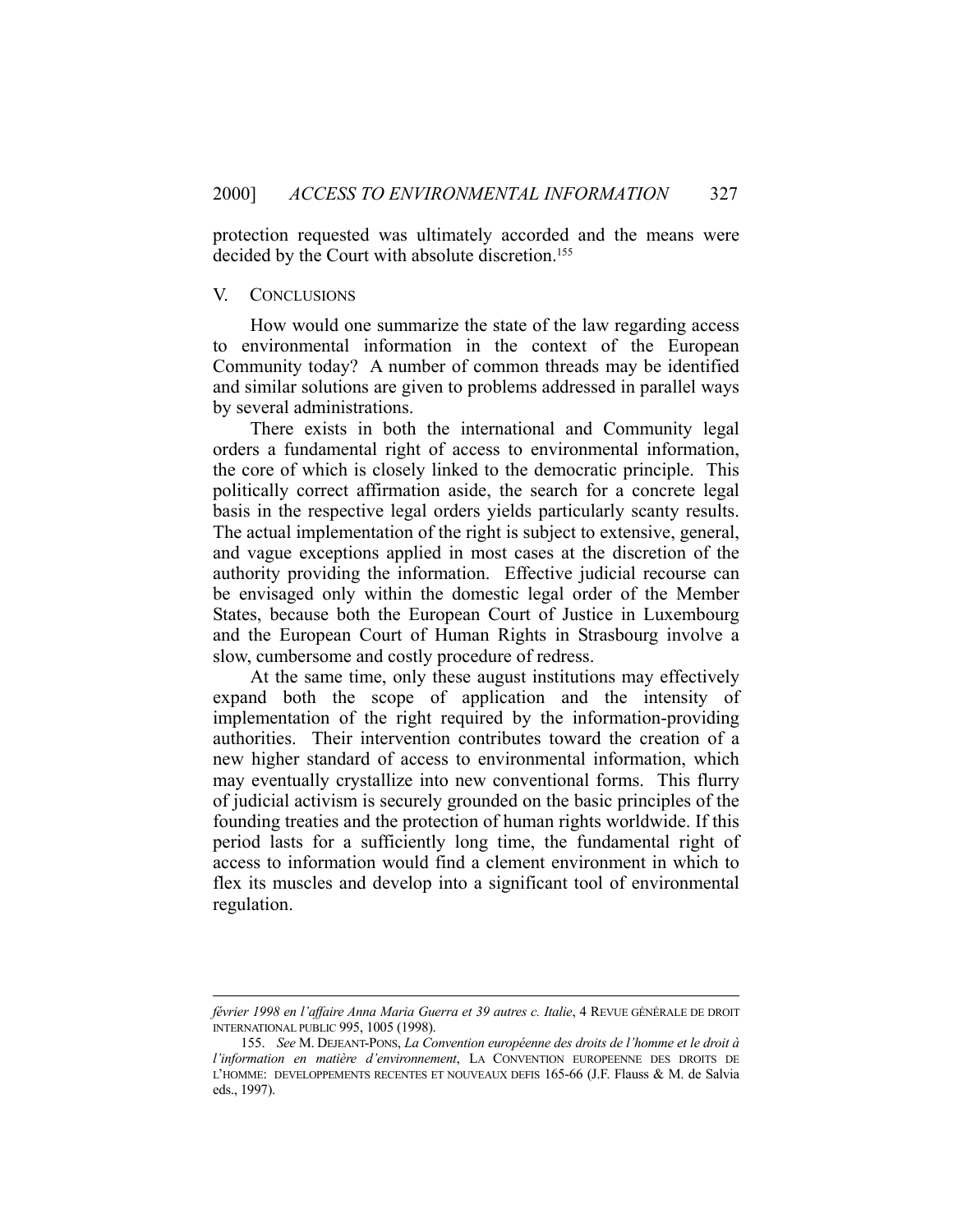protection requested was ultimately accorded and the means were decided by the Court with absolute discretion.[155]

## V. CONCLUSIONS

How would one summarize the state of the law regarding access to environmental information in the context of the European Community today? A number of common threads may be identified and similar solutions are given to problems addressed in parallel ways by several administrations.

There exists in both the international and Community legal orders a fundamental right of access to environmental information, the core of which is closely linked to the democratic principle. This politically correct affirmation aside, the search for a concrete legal basis in the respective legal orders yields particularly scanty results. The actual implementation of the right is subject to extensive, general, and vague exceptions applied in most cases at the discretion of the authority providing the information. Effective judicial recourse can be envisaged only within the domestic legal order of the Member States, because both the European Court of Justice in Luxembourg and the European Court of Human Rights in Strasbourg involve a slow, cumbersome and costly procedure of redress.

At the same time, only these august institutions may effectively expand both the scope of application and the intensity of implementation of the right required by the information-providing authorities. Their intervention contributes toward the creation of a new higher standard of access to environmental information, which may eventually crystallize into new conventional forms. This flurry of judicial activism is securely grounded on the basic principles of the founding treaties and the protection of human rights worldwide. If this period lasts for a sufficiently long time, the fundamental right of access to information would find a clement environment in which to flex its muscles and develop into a significant tool of environmental regulation.

---

*février 1998 en l'affaire Anna Maria Guerra et 39 autres c. Italie*, 4 REVUE GÉNÉRALE DE DROIT INTERNATIONAL PUBLIC 995, 1005 (1998).

155. *See* M. DEJEANT-PONS, *La Convention européenne des droits de l'homme et le droit à l'information en matière d'environnement*, LA CONVENTION EUROPEENNE DES DROITS DE L'HOMME: DEVELOPPEMENTS RECENTES ET NOUVEAUX DEFIS 165-66 (J.F. Flauss & M. de Salvia eds., 1997).